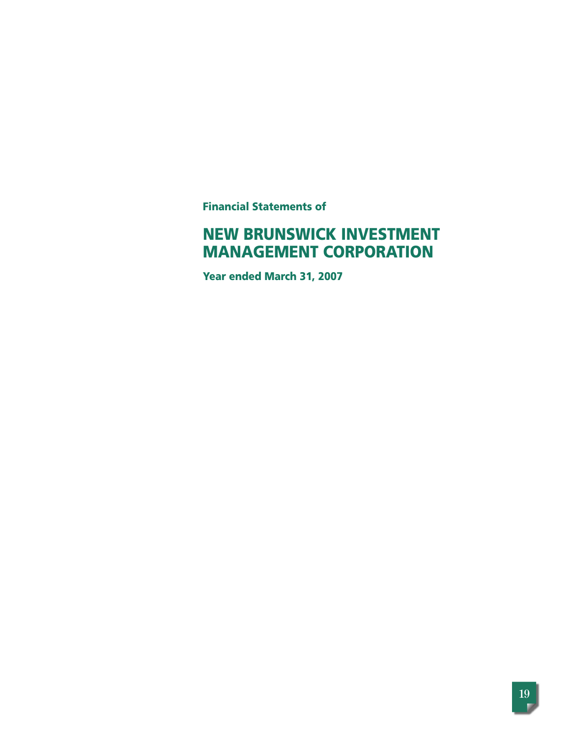**Financial Statements of**

# NEW BRUNSWICK INVESTMENT MANAGEMENT CORPORATION

**Year ended March 31, 2007**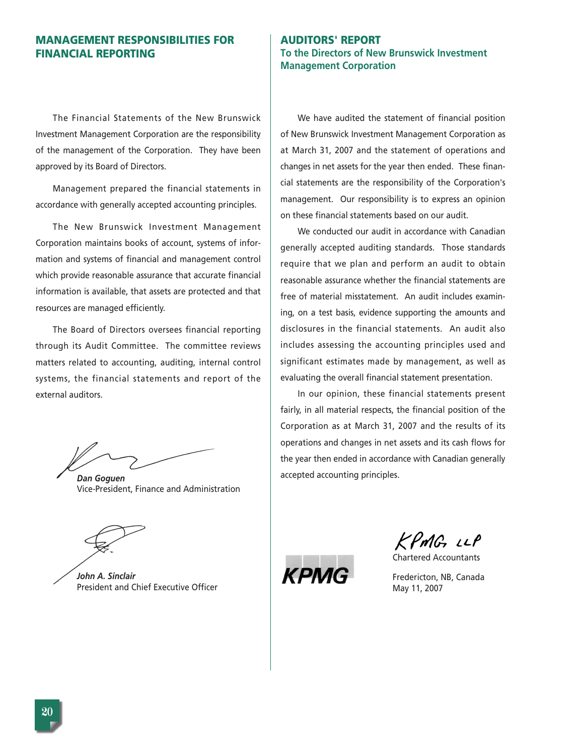## MANAGEMENT RESPONSIBILITIES FOR FINANCIAL REPORTING

The Financial Statements of the New Brunswick Investment Management Corporation are the responsibility of the management of the Corporation. They have been approved by its Board of Directors.

Management prepared the financial statements in accordance with generally accepted accounting principles.

The New Brunswick Investment Management Corporation maintains books of account, systems of information and systems of financial and management control which provide reasonable assurance that accurate financial information is available, that assets are protected and that resources are managed efficiently.

The Board of Directors oversees financial reporting through its Audit Committee. The committee reviews matters related to accounting, auditing, internal control systems, the financial statements and report of the external auditors.

***Dan Goguen***
Vice-President, Finance and Administration

***John A. Sinclair***
President and Chief Executive Officer

## AUDITORS' REPORT
### To the Directors of New Brunswick Investment Management Corporation

We have audited the statement of financial position of New Brunswick Investment Management Corporation as at March 31, 2007 and the statement of operations and changes in net assets for the year then ended. These financial statements are the responsibility of the Corporation's management. Our responsibility is to express an opinion on these financial statements based on our audit.

We conducted our audit in accordance with Canadian generally accepted auditing standards. Those standards require that we plan and perform an audit to obtain reasonable assurance whether the financial statements are free of material misstatement. An audit includes examining, on a test basis, evidence supporting the amounts and disclosures in the financial statements. An audit also includes assessing the accounting principles used and significant estimates made by management, as well as evaluating the overall financial statement presentation.

In our opinion, these financial statements present fairly, in all material respects, the financial position of the Corporation as at March 31, 2007 and the results of its operations and changes in net assets and its cash flows for the year then ended in accordance with Canadian generally accepted accounting principles.

KPMG LLP
Chartered Accountants

Fredericton, NB, Canada
May 11, 2007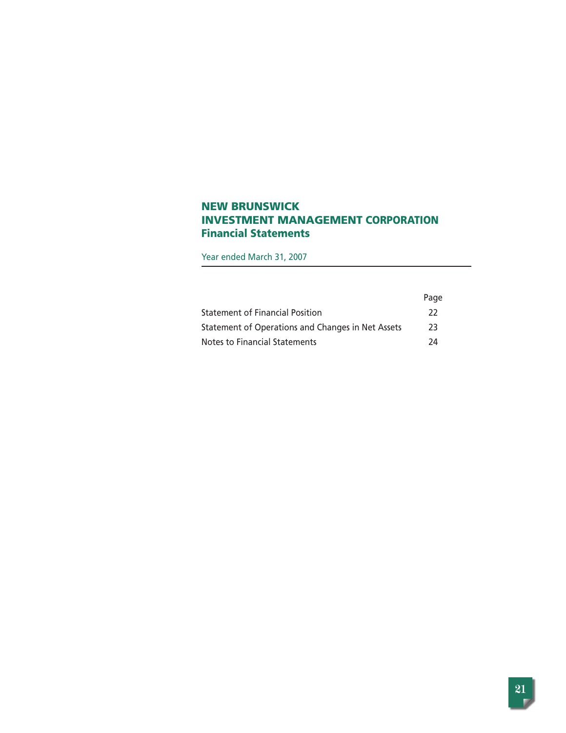# NEW BRUNSWICK INVESTMENT MANAGEMENT CORPORATION

## Financial Statements

Year ended March 31, 2007

| | Page |
|---|---|
| Statement of Financial Position | 22 |
| Statement of Operations and Changes in Net Assets | 23 |
| Notes to Financial Statements | 24 |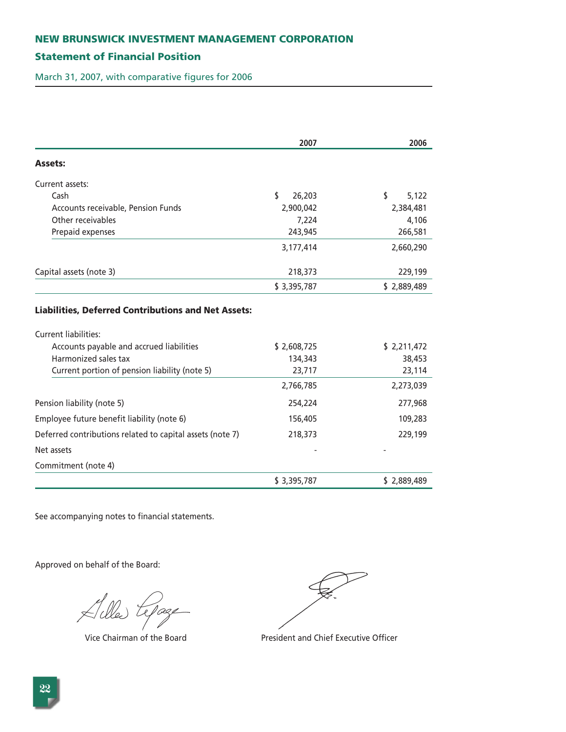## NEW BRUNSWICK INVESTMENT MANAGEMENT CORPORATION

### Statement of Financial Position

March 31, 2007, with comparative figures for 2006

| | 2007 | 2006 |
|---|---|---|
| **Assets:** | | |
| Current assets: | | |
| Cash | $ 26,203 | $ 5,122 |
| Accounts receivable, Pension Funds | 2,900,042 | 2,384,481 |
| Other receivables | 7,224 | 4,106 |
| Prepaid expenses | 243,945 | 266,581 |
| | 3,177,414 | 2,660,290 |
| Capital assets (note 3) | 218,373 | 229,199 |
| | $ 3,395,787 | $ 2,889,489 |
| **Liabilities, Deferred Contributions and Net Assets:** | | |
| Current liabilities: | | |
| Accounts payable and accrued liabilities | $ 2,608,725 | $ 2,211,472 |
| Harmonized sales tax | 134,343 | 38,453 |
| Current portion of pension liability (note 5) | 23,717 | 23,114 |
| | 2,766,785 | 2,273,039 |
| Pension liability (note 5) | 254,224 | 277,968 |
| Employee future benefit liability (note 6) | 156,405 | 109,283 |
| Deferred contributions related to capital assets (note 7) | 218,373 | 229,199 |
| Net assets | - | - |
| Commitment (note 4) | | |
| | $ 3,395,787 | $ 2,889,489 |

See accompanying notes to financial statements.

Approved on behalf of the Board:

Vice Chairman of the Board

President and Chief Executive Officer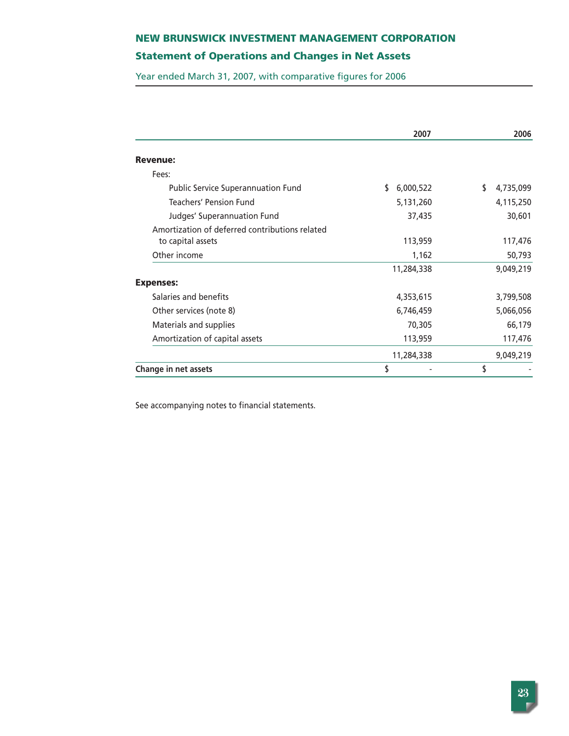## NEW BRUNSWICK INVESTMENT MANAGEMENT CORPORATION

### Statement of Operations and Changes in Net Assets

Year ended March 31, 2007, with comparative figures for 2006

| | 2007 | 2006 |
|---|---|---|
| **Revenue:** | | |
| Fees: | | |
| Public Service Superannuation Fund | $ 6,000,522 | $ 4,735,099 |
| Teachers' Pension Fund | 5,131,260 | 4,115,250 |
| Judges' Superannuation Fund | 37,435 | 30,601 |
| Amortization of deferred contributions related to capital assets | 113,959 | 117,476 |
| Other income | 1,162 | 50,793 |
| | 11,284,338 | 9,049,219 |
| **Expenses:** | | |
| Salaries and benefits | 4,353,615 | 3,799,508 |
| Other services (note 8) | 6,746,459 | 5,066,056 |
| Materials and supplies | 70,305 | 66,179 |
| Amortization of capital assets | 113,959 | 117,476 |
| | 11,284,338 | 9,049,219 |
| **Change in net assets** | $ - | $ - |

See accompanying notes to financial statements.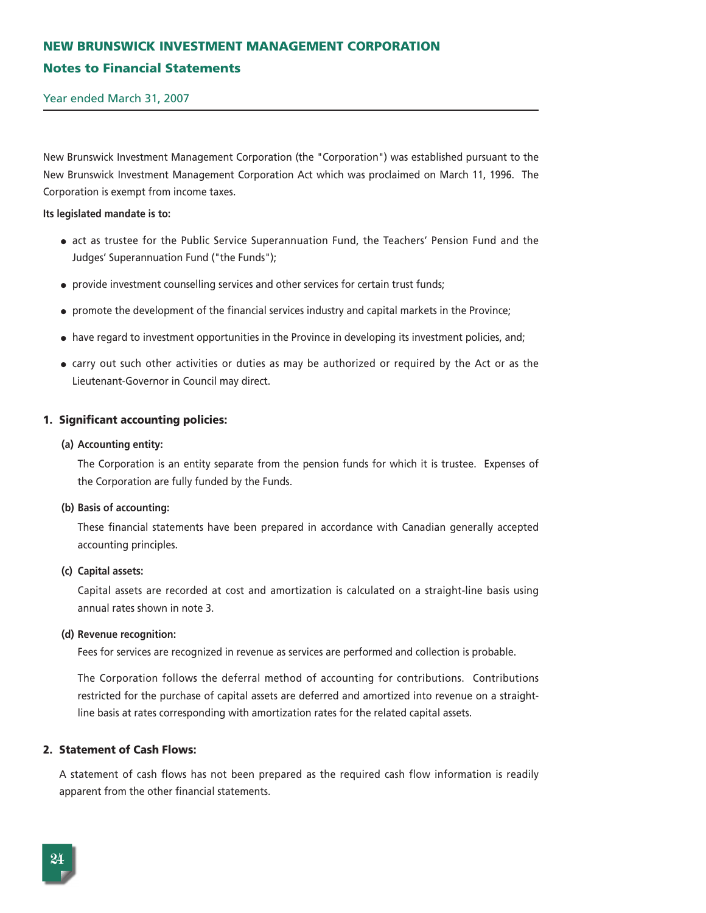# NEW BRUNSWICK INVESTMENT MANAGEMENT CORPORATION

## Notes to Financial Statements

Year ended March 31, 2007

New Brunswick Investment Management Corporation (the "Corporation") was established pursuant to the New Brunswick Investment Management Corporation Act which was proclaimed on March 11, 1996. The Corporation is exempt from income taxes.

**Its legislated mandate is to:**

- act as trustee for the Public Service Superannuation Fund, the Teachers' Pension Fund and the Judges' Superannuation Fund ("the Funds");
- provide investment counselling services and other services for certain trust funds;
- promote the development of the financial services industry and capital markets in the Province;
- have regard to investment opportunities in the Province in developing its investment policies, and;
- carry out such other activities or duties as may be authorized or required by the Act or as the Lieutenant-Governor in Council may direct.

### 1. Significant accounting policies:

**(a) Accounting entity:**

The Corporation is an entity separate from the pension funds for which it is trustee. Expenses of the Corporation are fully funded by the Funds.

**(b) Basis of accounting:**

These financial statements have been prepared in accordance with Canadian generally accepted accounting principles.

**(c) Capital assets:**

Capital assets are recorded at cost and amortization is calculated on a straight-line basis using annual rates shown in note 3.

**(d) Revenue recognition:**

Fees for services are recognized in revenue as services are performed and collection is probable.

The Corporation follows the deferral method of accounting for contributions. Contributions restricted for the purchase of capital assets are deferred and amortized into revenue on a straight-line basis at rates corresponding with amortization rates for the related capital assets.

### 2. Statement of Cash Flows:

A statement of cash flows has not been prepared as the required cash flow information is readily apparent from the other financial statements.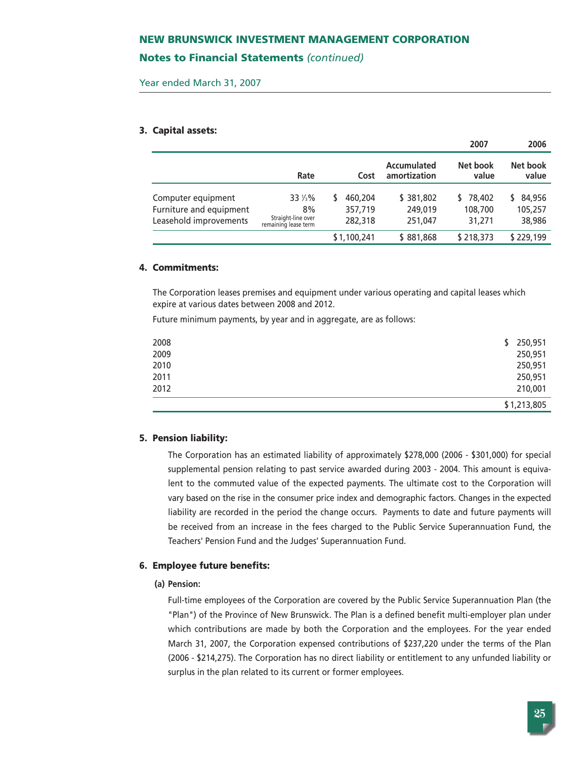# NEW BRUNSWICK INVESTMENT MANAGEMENT CORPORATION

## Notes to Financial Statements *(continued)*

Year ended March 31, 2007

### 3. Capital assets:

| | | | | 2007 | 2006 |
|---|---|---|---|---|---|
| | Rate | Cost | Accumulated amortization | Net book value | Net book value |
| Computer equipment | 33 ⅓% | $ 460,204 | $ 381,802 | $ 78,402 | $ 84,956 |
| Furniture and equipment | 8% | 357,719 | 249,019 | 108,700 | 105,257 |
| Leasehold improvements | Straight-line over remaining lease term | 282,318 | 251,047 | 31,271 | 38,986 |
| | | $ 1,100,241 | $ 881,868 | $ 218,373 | $ 229,199 |

### 4. Commitments:

The Corporation leases premises and equipment under various operating and capital leases which expire at various dates between 2008 and 2012.

Future minimum payments, by year and in aggregate, are as follows:

| | |
|---|---|
| 2008 | $ 250,951 |
| 2009 | 250,951 |
| 2010 | 250,951 |
| 2011 | 250,951 |
| 2012 | 210,001 |
| | $ 1,213,805 |

### 5. Pension liability:

The Corporation has an estimated liability of approximately $278,000 (2006 - $301,000) for special supplemental pension relating to past service awarded during 2003 - 2004. This amount is equivalent to the commuted value of the expected payments. The ultimate cost to the Corporation will vary based on the rise in the consumer price index and demographic factors. Changes in the expected liability are recorded in the period the change occurs. Payments to date and future payments will be received from an increase in the fees charged to the Public Service Superannuation Fund, the Teachers' Pension Fund and the Judges' Superannuation Fund.

### 6. Employee future benefits:

**(a) Pension:**

Full-time employees of the Corporation are covered by the Public Service Superannuation Plan (the "Plan") of the Province of New Brunswick. The Plan is a defined benefit multi-employer plan under which contributions are made by both the Corporation and the employees. For the year ended March 31, 2007, the Corporation expensed contributions of $237,220 under the terms of the Plan (2006 - $214,275). The Corporation has no direct liability or entitlement to any unfunded liability or surplus in the plan related to its current or former employees.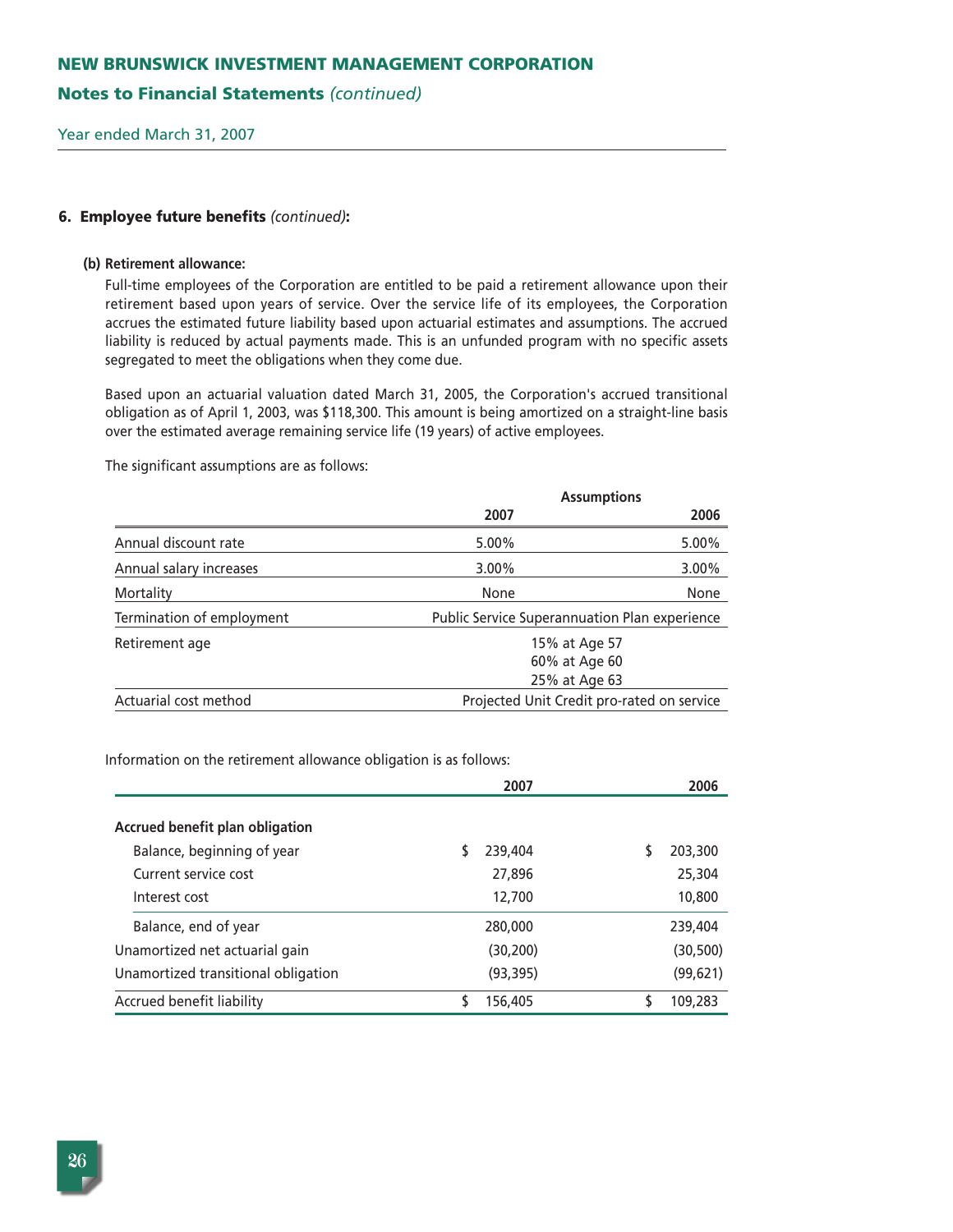## 6. Employee future benefits *(continued)*:

**(b) Retirement allowance:**

Full-time employees of the Corporation are entitled to be paid a retirement allowance upon their retirement based upon years of service. Over the service life of its employees, the Corporation accrues the estimated future liability based upon actuarial estimates and assumptions. The accrued liability is reduced by actual payments made. This is an unfunded program with no specific assets segregated to meet the obligations when they come due.

Based upon an actuarial valuation dated March 31, 2005, the Corporation's accrued transitional obligation as of April 1, 2003, was $118,300. This amount is being amortized on a straight-line basis over the estimated average remaining service life (19 years) of active employees.

The significant assumptions are as follows:

| | Assumptions | |
|---|---|---|
| | 2007 | 2006 |
| Annual discount rate | 5.00% | 5.00% |
| Annual salary increases | 3.00% | 3.00% |
| Mortality | None | None |
| Termination of employment | Public Service Superannuation Plan experience | |
| Retirement age | 15% at Age 57<br>60% at Age 60<br>25% at Age 63 | |
| Actuarial cost method | Projected Unit Credit pro-rated on service | |

Information on the retirement allowance obligation is as follows:

| | 2007 | 2006 |
|---|---|---|
| **Accrued benefit plan obligation** | | |
| Balance, beginning of year | $ 239,404 | $ 203,300 |
| Current service cost | 27,896 | 25,304 |
| Interest cost | 12,700 | 10,800 |
| Balance, end of year | 280,000 | 239,404 |
| Unamortized net actuarial gain | (30,200) | (30,500) |
| Unamortized transitional obligation | (93,395) | (99,621) |
| Accrued benefit liability | $ 156,405 | $ 109,283 |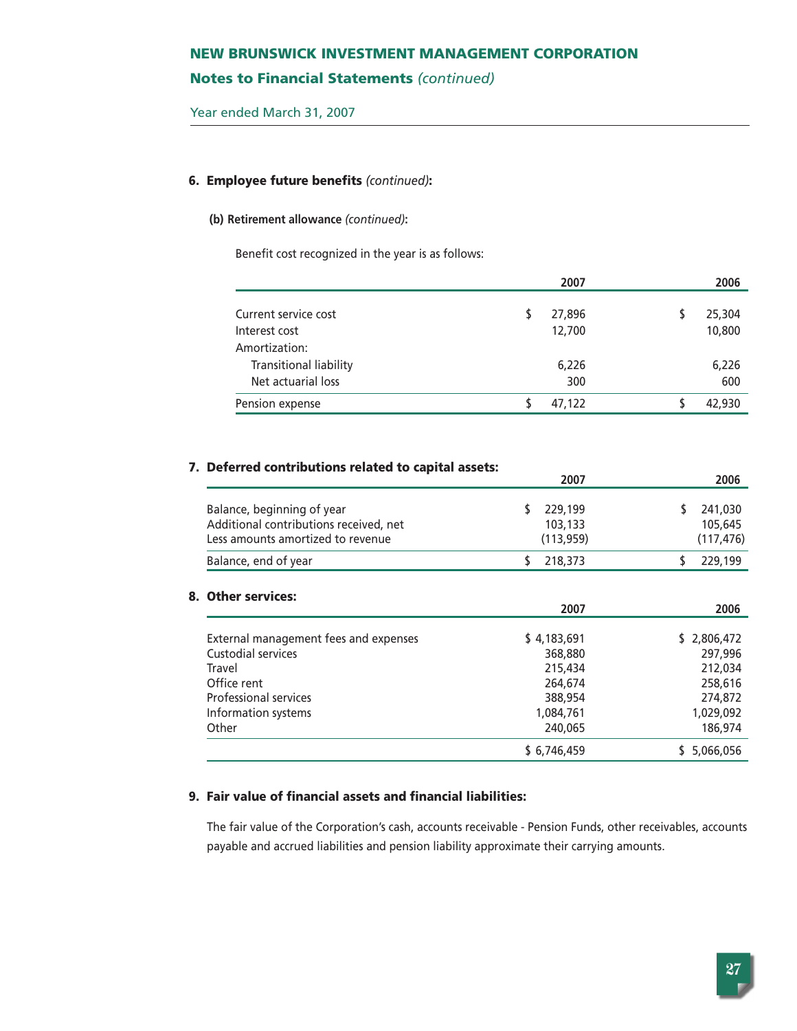## 6. Employee future benefits *(continued)*:

### (b) Retirement allowance *(continued)*:

Benefit cost recognized in the year is as follows:

| | 2007 | 2006 |
|---|---|---|
| Current service cost | $ 27,896 | $ 25,304 |
| Interest cost | 12,700 | 10,800 |
| Amortization: | | |
| Transitional liability | 6,226 | 6,226 |
| Net actuarial loss | 300 | 600 |
| Pension expense | $ 47,122 | $ 42,930 |

## 7. Deferred contributions related to capital assets:

| | 2007 | 2006 |
|---|---|---|
| Balance, beginning of year | $ 229,199 | $ 241,030 |
| Additional contributions received, net | 103,133 | 105,645 |
| Less amounts amortized to revenue | (113,959) | (117,476) |
| Balance, end of year | $ 218,373 | $ 229,199 |

## 8. Other services:

| | 2007 | 2006 |
|---|---|---|
| External management fees and expenses | $ 4,183,691 | $ 2,806,472 |
| Custodial services | 368,880 | 297,996 |
| Travel | 215,434 | 212,034 |
| Office rent | 264,674 | 258,616 |
| Professional services | 388,954 | 274,872 |
| Information systems | 1,084,761 | 1,029,092 |
| Other | 240,065 | 186,974 |
| | $ 6,746,459 | $ 5,066,056 |

## 9. Fair value of financial assets and financial liabilities:

The fair value of the Corporation's cash, accounts receivable - Pension Funds, other receivables, accounts payable and accrued liabilities and pension liability approximate their carrying amounts.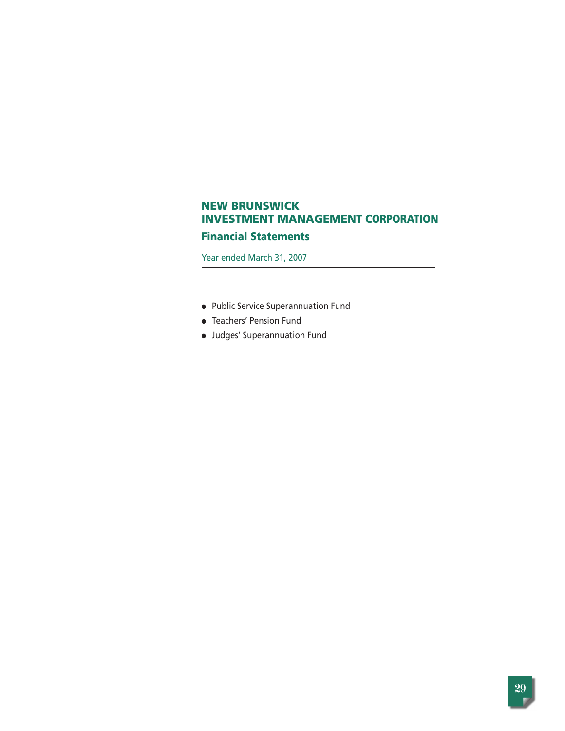# NEW BRUNSWICK INVESTMENT MANAGEMENT CORPORATION

## Financial Statements

Year ended March 31, 2007

- Public Service Superannuation Fund
- Teachers' Pension Fund
- Judges' Superannuation Fund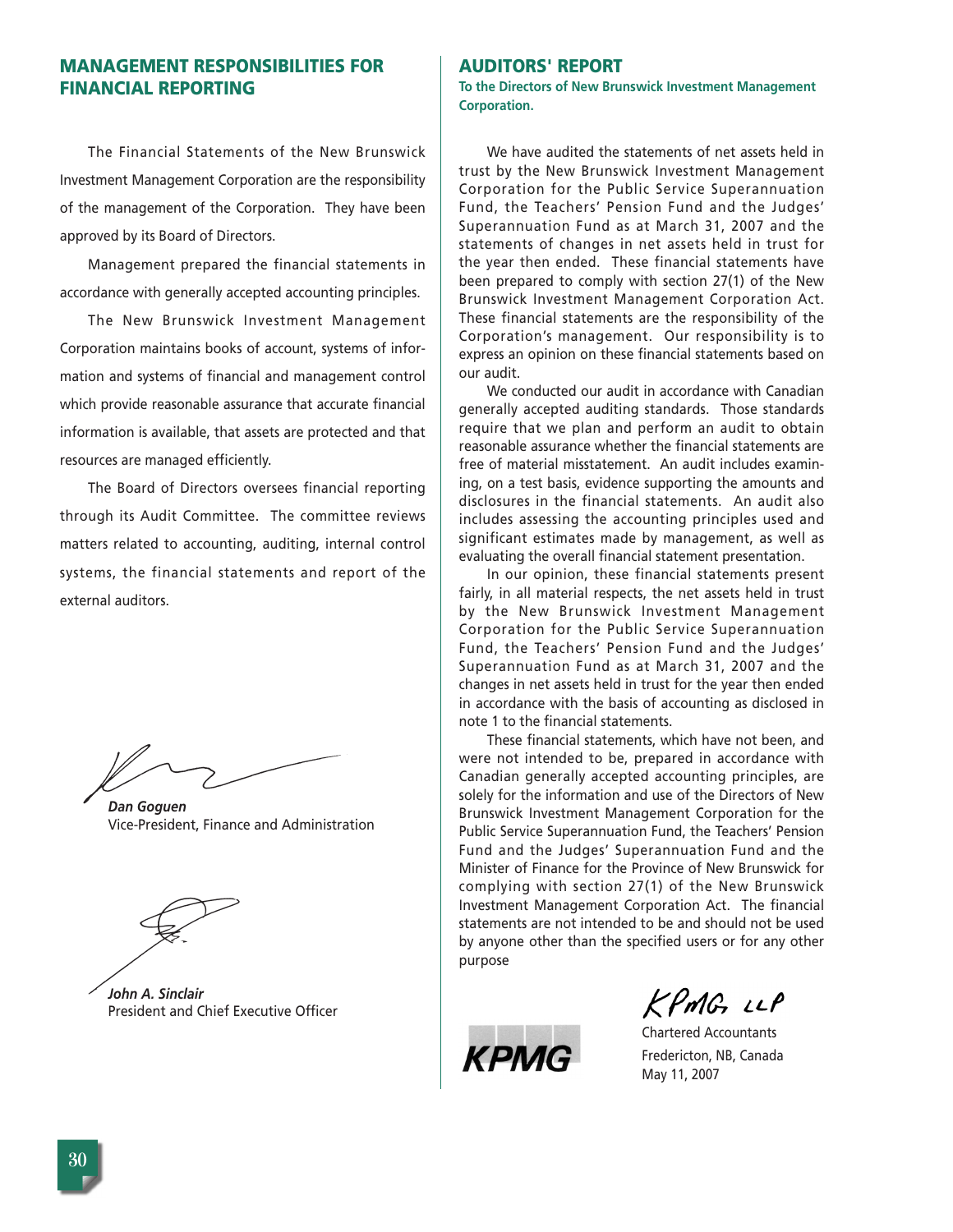## MANAGEMENT RESPONSIBILITIES FOR FINANCIAL REPORTING

The Financial Statements of the New Brunswick Investment Management Corporation are the responsibility of the management of the Corporation. They have been approved by its Board of Directors.

Management prepared the financial statements in accordance with generally accepted accounting principles.

The New Brunswick Investment Management Corporation maintains books of account, systems of information and systems of financial and management control which provide reasonable assurance that accurate financial information is available, that assets are protected and that resources are managed efficiently.

The Board of Directors oversees financial reporting through its Audit Committee. The committee reviews matters related to accounting, auditing, internal control systems, the financial statements and report of the external auditors.

***Dan Goguen***
Vice-President, Finance and Administration

***John A. Sinclair***
President and Chief Executive Officer

## AUDITORS' REPORT

**To the Directors of New Brunswick Investment Management Corporation.**

We have audited the statements of net assets held in trust by the New Brunswick Investment Management Corporation for the Public Service Superannuation Fund, the Teachers' Pension Fund and the Judges' Superannuation Fund as at March 31, 2007 and the statements of changes in net assets held in trust for the year then ended. These financial statements have been prepared to comply with section 27(1) of the New Brunswick Investment Management Corporation Act. These financial statements are the responsibility of the Corporation's management. Our responsibility is to express an opinion on these financial statements based on our audit.

We conducted our audit in accordance with Canadian generally accepted auditing standards. Those standards require that we plan and perform an audit to obtain reasonable assurance whether the financial statements are free of material misstatement. An audit includes examining, on a test basis, evidence supporting the amounts and disclosures in the financial statements. An audit also includes assessing the accounting principles used and significant estimates made by management, as well as evaluating the overall financial statement presentation.

In our opinion, these financial statements present fairly, in all material respects, the net assets held in trust by the New Brunswick Investment Management Corporation for the Public Service Superannuation Fund, the Teachers' Pension Fund and the Judges' Superannuation Fund as at March 31, 2007 and the changes in net assets held in trust for the year then ended in accordance with the basis of accounting as disclosed in note 1 to the financial statements.

These financial statements, which have not been, and were not intended to be, prepared in accordance with Canadian generally accepted accounting principles, are solely for the information and use of the Directors of New Brunswick Investment Management Corporation for the Public Service Superannuation Fund, the Teachers' Pension Fund and the Judges' Superannuation Fund and the Minister of Finance for the Province of New Brunswick for complying with section 27(1) of the New Brunswick Investment Management Corporation Act. The financial statements are not intended to be and should not be used by anyone other than the specified users or for any other purpose

KPMG LLP

Chartered Accountants
Fredericton, NB, Canada
May 11, 2007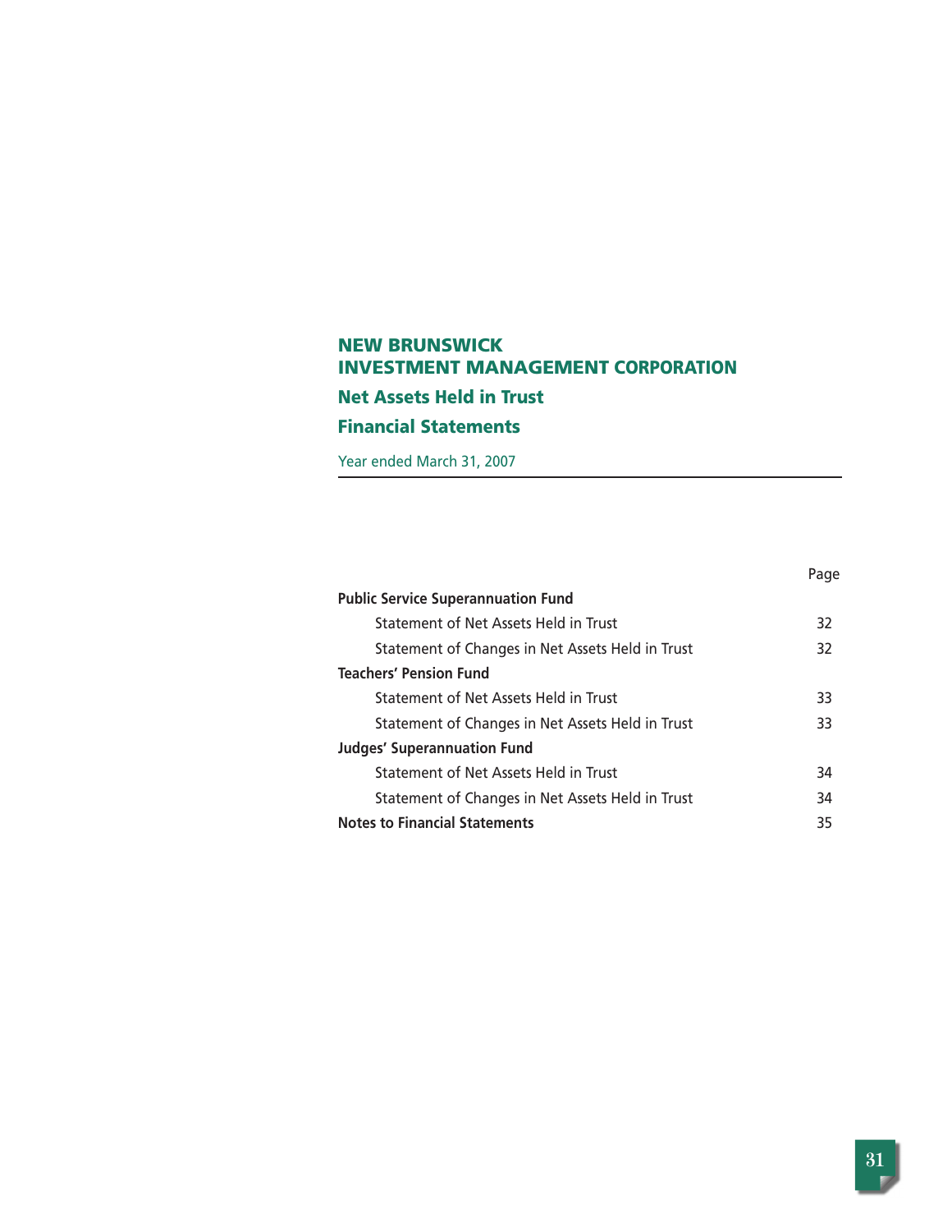# NEW BRUNSWICK INVESTMENT MANAGEMENT CORPORATION

## Net Assets Held in Trust

## Financial Statements

Year ended March 31, 2007

| | Page |
|---|---|
| **Public Service Superannuation Fund** | |
| Statement of Net Assets Held in Trust | 32 |
| Statement of Changes in Net Assets Held in Trust | 32 |
| **Teachers' Pension Fund** | |
| Statement of Net Assets Held in Trust | 33 |
| Statement of Changes in Net Assets Held in Trust | 33 |
| **Judges' Superannuation Fund** | |
| Statement of Net Assets Held in Trust | 34 |
| Statement of Changes in Net Assets Held in Trust | 34 |
| **Notes to Financial Statements** | 35 |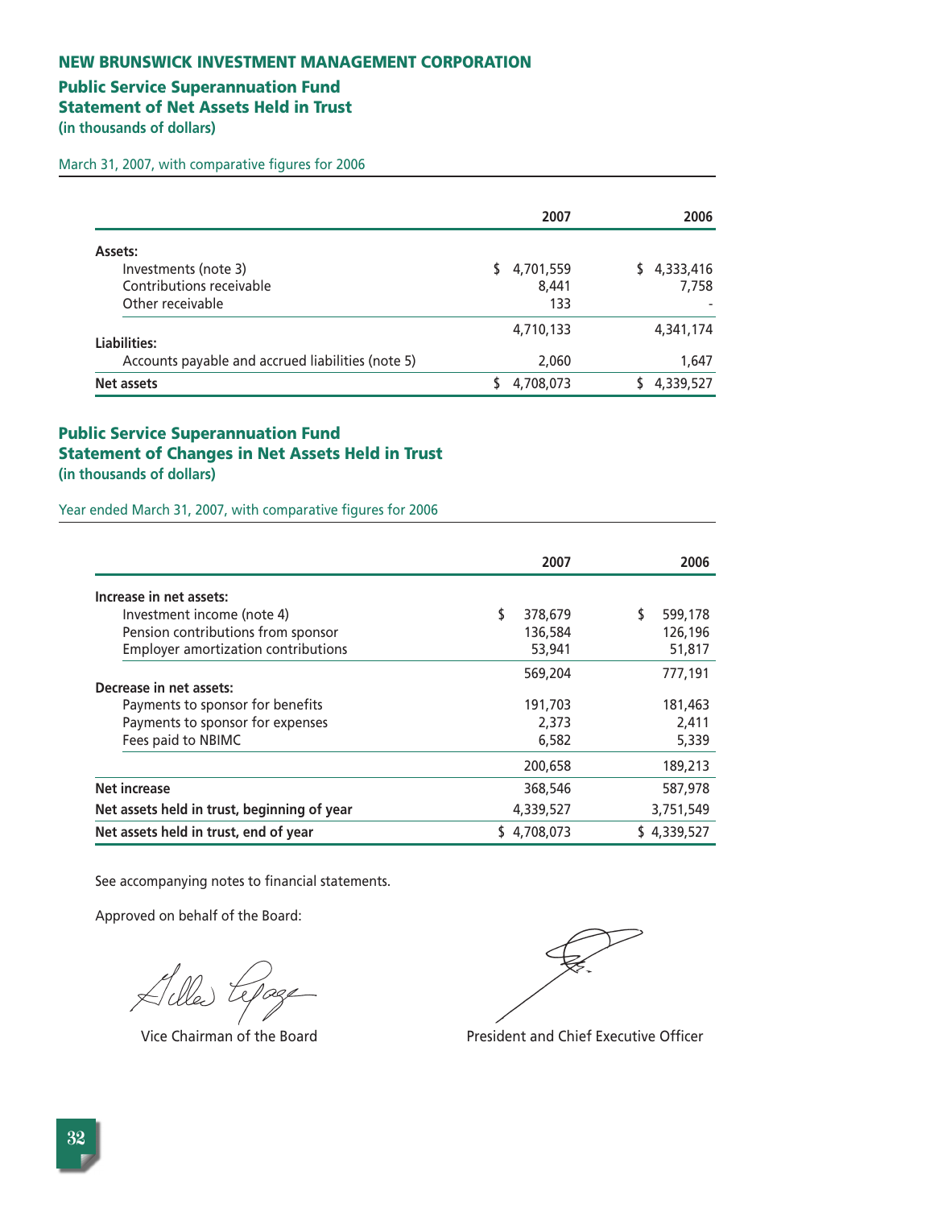# NEW BRUNSWICK INVESTMENT MANAGEMENT CORPORATION

## Public Service Superannuation Fund
## Statement of Net Assets Held in Trust
**(in thousands of dollars)**

March 31, 2007, with comparative figures for 2006

| | 2007 | 2006 |
|---|---|---|
| **Assets:** | | |
| Investments (note 3) | $ 4,701,559 | $ 4,333,416 |
| Contributions receivable | 8,441 | 7,758 |
| Other receivable | 133 | - |
| | 4,710,133 | 4,341,174 |
| **Liabilities:** | | |
| Accounts payable and accrued liabilities (note 5) | 2,060 | 1,647 |
| **Net assets** | $ 4,708,073 | $ 4,339,527 |

## Public Service Superannuation Fund
## Statement of Changes in Net Assets Held in Trust
**(in thousands of dollars)**

Year ended March 31, 2007, with comparative figures for 2006

| | 2007 | 2006 |
|---|---|---|
| **Increase in net assets:** | | |
| Investment income (note 4) | $ 378,679 | $ 599,178 |
| Pension contributions from sponsor | 136,584 | 126,196 |
| Employer amortization contributions | 53,941 | 51,817 |
| | 569,204 | 777,191 |
| **Decrease in net assets:** | | |
| Payments to sponsor for benefits | 191,703 | 181,463 |
| Payments to sponsor for expenses | 2,373 | 2,411 |
| Fees paid to NBIMC | 6,582 | 5,339 |
| | 200,658 | 189,213 |
| **Net increase** | 368,546 | 587,978 |
| **Net assets held in trust, beginning of year** | 4,339,527 | 3,751,549 |
| **Net assets held in trust, end of year** | $ 4,708,073 | $ 4,339,527 |

See accompanying notes to financial statements.

Approved on behalf of the Board:

Vice Chairman of the Board

President and Chief Executive Officer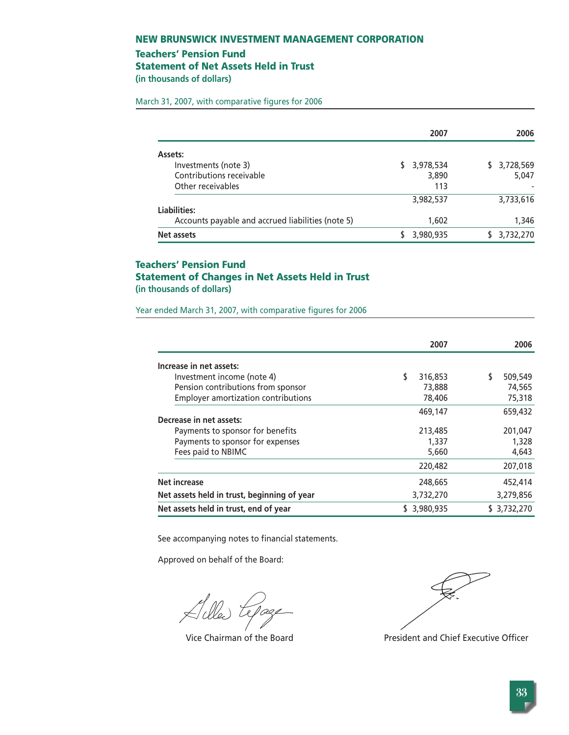## NEW BRUNSWICK INVESTMENT MANAGEMENT CORPORATION

### Teachers' Pension Fund
### Statement of Net Assets Held in Trust
**(in thousands of dollars)**

March 31, 2007, with comparative figures for 2006

| | 2007 | 2006 |
|---|---|---|
| **Assets:** | | |
| Investments (note 3) | $ 3,978,534 | $ 3,728,569 |
| Contributions receivable | 3,890 | 5,047 |
| Other receivables | 113 | - |
| | 3,982,537 | 3,733,616 |
| **Liabilities:** | | |
| Accounts payable and accrued liabilities (note 5) | 1,602 | 1,346 |
| **Net assets** | $ 3,980,935 | $ 3,732,270 |

### Teachers' Pension Fund
### Statement of Changes in Net Assets Held in Trust
**(in thousands of dollars)**

Year ended March 31, 2007, with comparative figures for 2006

| | 2007 | 2006 |
|---|---|---|
| **Increase in net assets:** | | |
| Investment income (note 4) | $ 316,853 | $ 509,549 |
| Pension contributions from sponsor | 73,888 | 74,565 |
| Employer amortization contributions | 78,406 | 75,318 |
| | 469,147 | 659,432 |
| **Decrease in net assets:** | | |
| Payments to sponsor for benefits | 213,485 | 201,047 |
| Payments to sponsor for expenses | 1,337 | 1,328 |
| Fees paid to NBIMC | 5,660 | 4,643 |
| | 220,482 | 207,018 |
| **Net increase** | 248,665 | 452,414 |
| **Net assets held in trust, beginning of year** | 3,732,270 | 3,279,856 |
| **Net assets held in trust, end of year** | $ 3,980,935 | $ 3,732,270 |

See accompanying notes to financial statements.

Approved on behalf of the Board:

Vice Chairman of the Board

President and Chief Executive Officer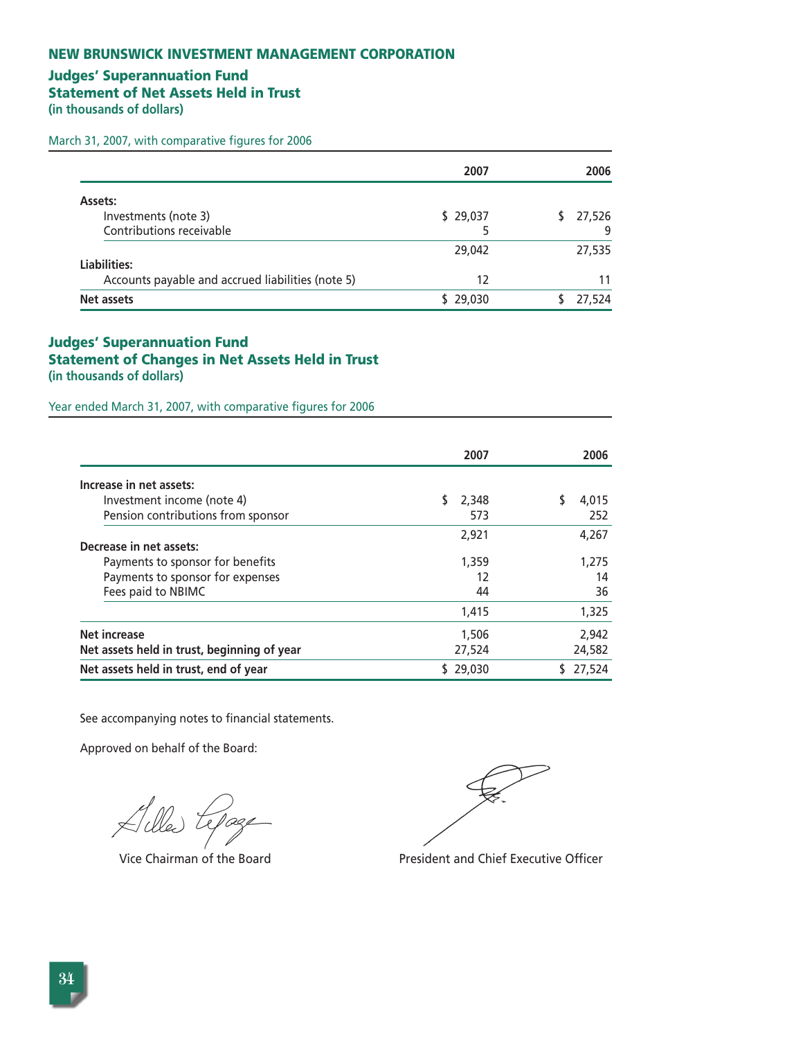## NEW BRUNSWICK INVESTMENT MANAGEMENT CORPORATION

### Judges' Superannuation Fund
### Statement of Net Assets Held in Trust
**(in thousands of dollars)**

March 31, 2007, with comparative figures for 2006

| | 2007 | 2006 |
|---|---|---|
| **Assets:** | | |
| Investments (note 3) | $ 29,037 | $ 27,526 |
| Contributions receivable | 5 | 9 |
| | 29,042 | 27,535 |
| **Liabilities:** | | |
| Accounts payable and accrued liabilities (note 5) | 12 | 11 |
| **Net assets** | $ 29,030 | $ 27,524 |

### Judges' Superannuation Fund
### Statement of Changes in Net Assets Held in Trust
**(in thousands of dollars)**

Year ended March 31, 2007, with comparative figures for 2006

| | 2007 | 2006 |
|---|---|---|
| **Increase in net assets:** | | |
| Investment income (note 4) | $ 2,348 | $ 4,015 |
| Pension contributions from sponsor | 573 | 252 |
| | 2,921 | 4,267 |
| **Decrease in net assets:** | | |
| Payments to sponsor for benefits | 1,359 | 1,275 |
| Payments to sponsor for expenses | 12 | 14 |
| Fees paid to NBIMC | 44 | 36 |
| | 1,415 | 1,325 |
| **Net increase** | 1,506 | 2,942 |
| **Net assets held in trust, beginning of year** | 27,524 | 24,582 |
| **Net assets held in trust, end of year** | $ 29,030 | $ 27,524 |

See accompanying notes to financial statements.

Approved on behalf of the Board:

Vice Chairman of the Board

President and Chief Executive Officer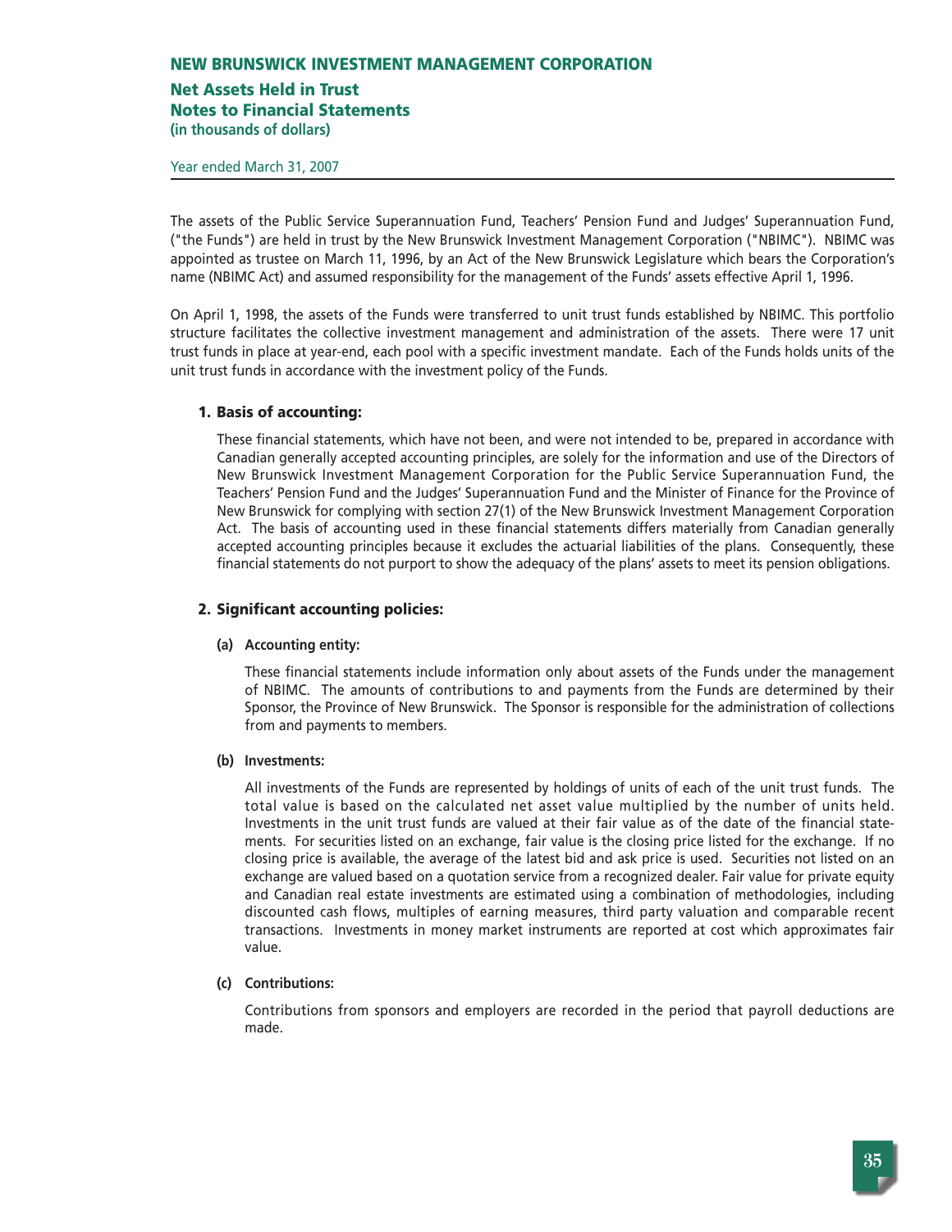# NEW BRUNSWICK INVESTMENT MANAGEMENT CORPORATION

## Net Assets Held in Trust
## Notes to Financial Statements
**(in thousands of dollars)**

Year ended March 31, 2007

The assets of the Public Service Superannuation Fund, Teachers' Pension Fund and Judges' Superannuation Fund, ("the Funds") are held in trust by the New Brunswick Investment Management Corporation ("NBIMC"). NBIMC was appointed as trustee on March 11, 1996, by an Act of the New Brunswick Legislature which bears the Corporation's name (NBIMC Act) and assumed responsibility for the management of the Funds' assets effective April 1, 1996.

On April 1, 1998, the assets of the Funds were transferred to unit trust funds established by NBIMC. This portfolio structure facilitates the collective investment management and administration of the assets. There were 17 unit trust funds in place at year-end, each pool with a specific investment mandate. Each of the Funds holds units of the unit trust funds in accordance with the investment policy of the Funds.

### 1. Basis of accounting:

These financial statements, which have not been, and were not intended to be, prepared in accordance with Canadian generally accepted accounting principles, are solely for the information and use of the Directors of New Brunswick Investment Management Corporation for the Public Service Superannuation Fund, the Teachers' Pension Fund and the Judges' Superannuation Fund and the Minister of Finance for the Province of New Brunswick for complying with section 27(1) of the New Brunswick Investment Management Corporation Act. The basis of accounting used in these financial statements differs materially from Canadian generally accepted accounting principles because it excludes the actuarial liabilities of the plans. Consequently, these financial statements do not purport to show the adequacy of the plans' assets to meet its pension obligations.

### 2. Significant accounting policies:

**(a) Accounting entity:**

These financial statements include information only about assets of the Funds under the management of NBIMC. The amounts of contributions to and payments from the Funds are determined by their Sponsor, the Province of New Brunswick. The Sponsor is responsible for the administration of collections from and payments to members.

**(b) Investments:**

All investments of the Funds are represented by holdings of units of each of the unit trust funds. The total value is based on the calculated net asset value multiplied by the number of units held. Investments in the unit trust funds are valued at their fair value as of the date of the financial statements. For securities listed on an exchange, fair value is the closing price listed for the exchange. If no closing price is available, the average of the latest bid and ask price is used. Securities not listed on an exchange are valued based on a quotation service from a recognized dealer. Fair value for private equity and Canadian real estate investments are estimated using a combination of methodologies, including discounted cash flows, multiples of earning measures, third party valuation and comparable recent transactions. Investments in money market instruments are reported at cost which approximates fair value.

**(c) Contributions:**

Contributions from sponsors and employers are recorded in the period that payroll deductions are made.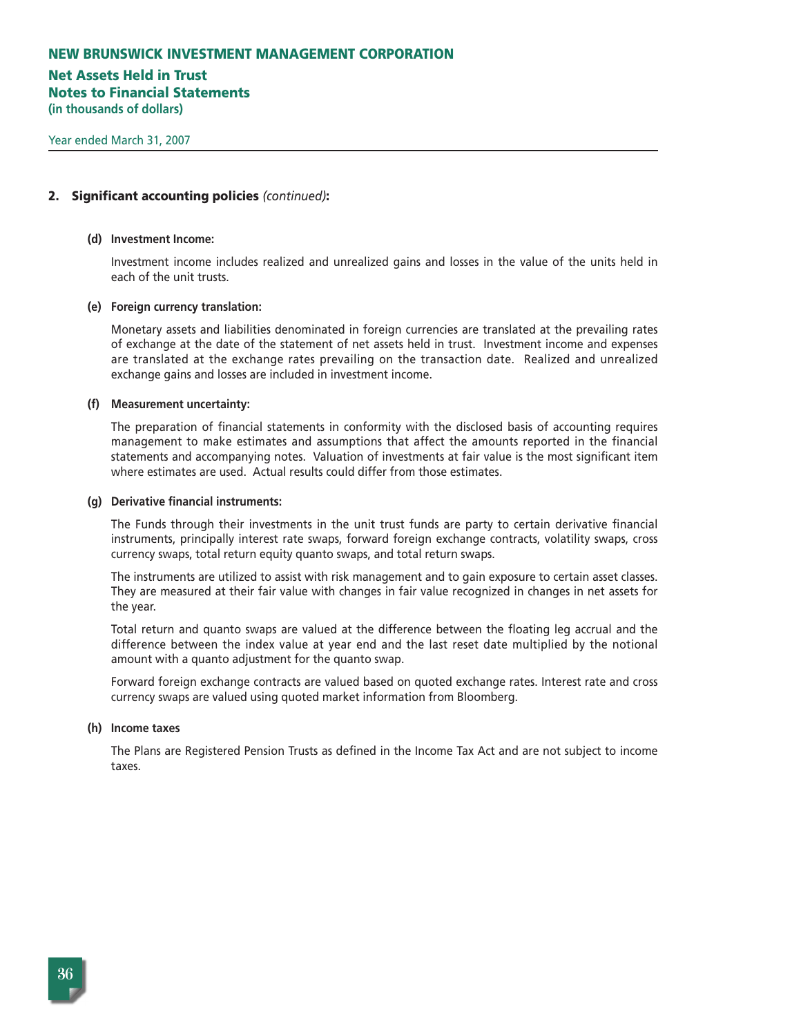## 2. Significant accounting policies *(continued)*:

**(d) Investment Income:**

Investment income includes realized and unrealized gains and losses in the value of the units held in each of the unit trusts.

**(e) Foreign currency translation:**

Monetary assets and liabilities denominated in foreign currencies are translated at the prevailing rates of exchange at the date of the statement of net assets held in trust. Investment income and expenses are translated at the exchange rates prevailing on the transaction date. Realized and unrealized exchange gains and losses are included in investment income.

**(f) Measurement uncertainty:**

The preparation of financial statements in conformity with the disclosed basis of accounting requires management to make estimates and assumptions that affect the amounts reported in the financial statements and accompanying notes. Valuation of investments at fair value is the most significant item where estimates are used. Actual results could differ from those estimates.

**(g) Derivative financial instruments:**

The Funds through their investments in the unit trust funds are party to certain derivative financial instruments, principally interest rate swaps, forward foreign exchange contracts, volatility swaps, cross currency swaps, total return equity quanto swaps, and total return swaps.

The instruments are utilized to assist with risk management and to gain exposure to certain asset classes. They are measured at their fair value with changes in fair value recognized in changes in net assets for the year.

Total return and quanto swaps are valued at the difference between the floating leg accrual and the difference between the index value at year end and the last reset date multiplied by the notional amount with a quanto adjustment for the quanto swap.

Forward foreign exchange contracts are valued based on quoted exchange rates. Interest rate and cross currency swaps are valued using quoted market information from Bloomberg.

**(h) Income taxes**

The Plans are Registered Pension Trusts as defined in the Income Tax Act and are not subject to income taxes.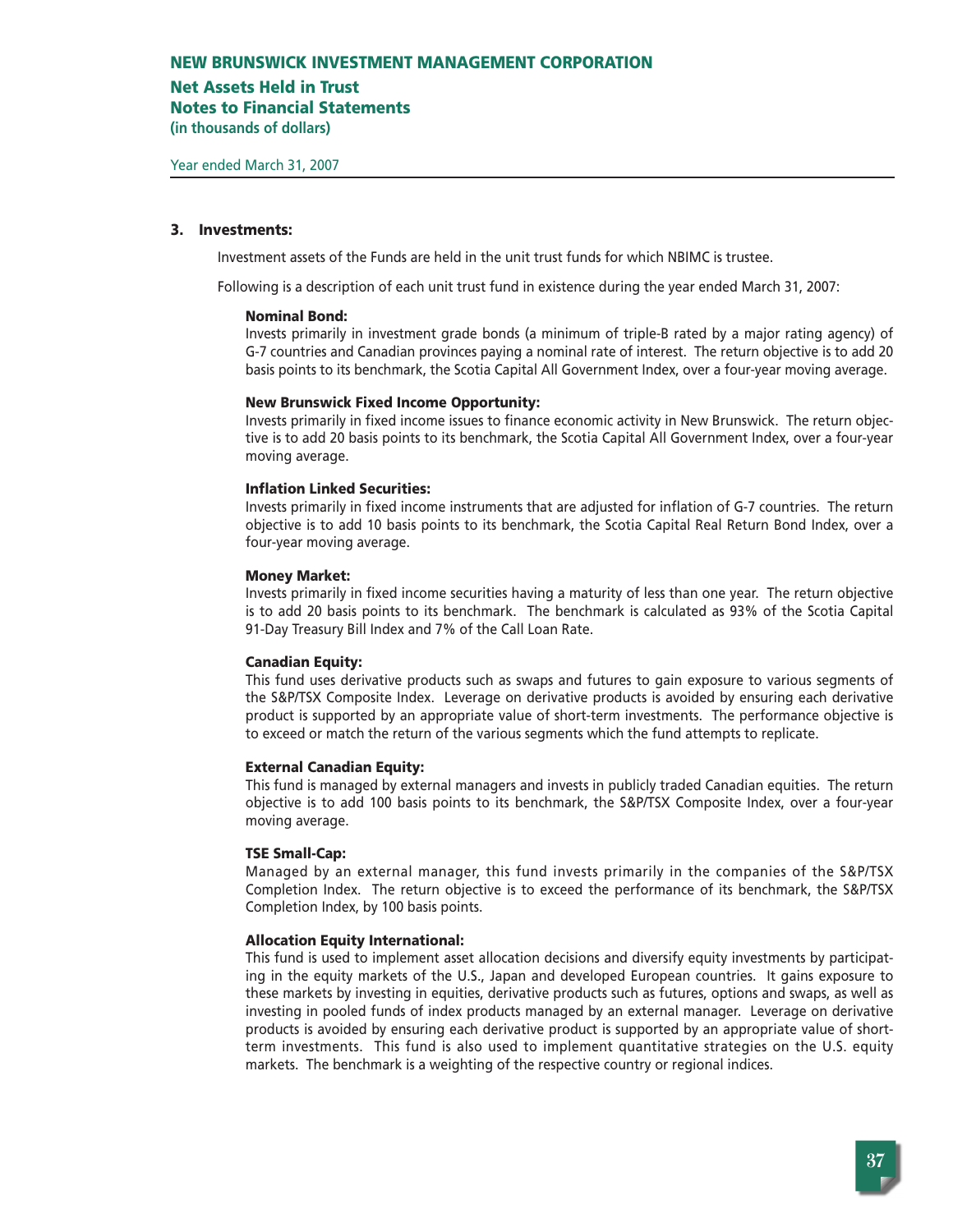# NEW BRUNSWICK INVESTMENT MANAGEMENT CORPORATION

## Net Assets Held in Trust
## Notes to Financial Statements
**(in thousands of dollars)**

Year ended March 31, 2007

### 3. Investments:

Investment assets of the Funds are held in the unit trust funds for which NBIMC is trustee.

Following is a description of each unit trust fund in existence during the year ended March 31, 2007:

**Nominal Bond:**
Invests primarily in investment grade bonds (a minimum of triple-B rated by a major rating agency) of G-7 countries and Canadian provinces paying a nominal rate of interest. The return objective is to add 20 basis points to its benchmark, the Scotia Capital All Government Index, over a four-year moving average.

**New Brunswick Fixed Income Opportunity:**
Invests primarily in fixed income issues to finance economic activity in New Brunswick. The return objective is to add 20 basis points to its benchmark, the Scotia Capital All Government Index, over a four-year moving average.

**Inflation Linked Securities:**
Invests primarily in fixed income instruments that are adjusted for inflation of G-7 countries. The return objective is to add 10 basis points to its benchmark, the Scotia Capital Real Return Bond Index, over a four-year moving average.

**Money Market:**
Invests primarily in fixed income securities having a maturity of less than one year. The return objective is to add 20 basis points to its benchmark. The benchmark is calculated as 93% of the Scotia Capital 91-Day Treasury Bill Index and 7% of the Call Loan Rate.

**Canadian Equity:**
This fund uses derivative products such as swaps and futures to gain exposure to various segments of the S&P/TSX Composite Index. Leverage on derivative products is avoided by ensuring each derivative product is supported by an appropriate value of short-term investments. The performance objective is to exceed or match the return of the various segments which the fund attempts to replicate.

**External Canadian Equity:**
This fund is managed by external managers and invests in publicly traded Canadian equities. The return objective is to add 100 basis points to its benchmark, the S&P/TSX Composite Index, over a four-year moving average.

**TSE Small-Cap:**
Managed by an external manager, this fund invests primarily in the companies of the S&P/TSX Completion Index. The return objective is to exceed the performance of its benchmark, the S&P/TSX Completion Index, by 100 basis points.

**Allocation Equity International:**
This fund is used to implement asset allocation decisions and diversify equity investments by participating in the equity markets of the U.S., Japan and developed European countries. It gains exposure to these markets by investing in equities, derivative products such as futures, options and swaps, as well as investing in pooled funds of index products managed by an external manager. Leverage on derivative products is avoided by ensuring each derivative product is supported by an appropriate value of short-term investments. This fund is also used to implement quantitative strategies on the U.S. equity markets. The benchmark is a weighting of the respective country or regional indices.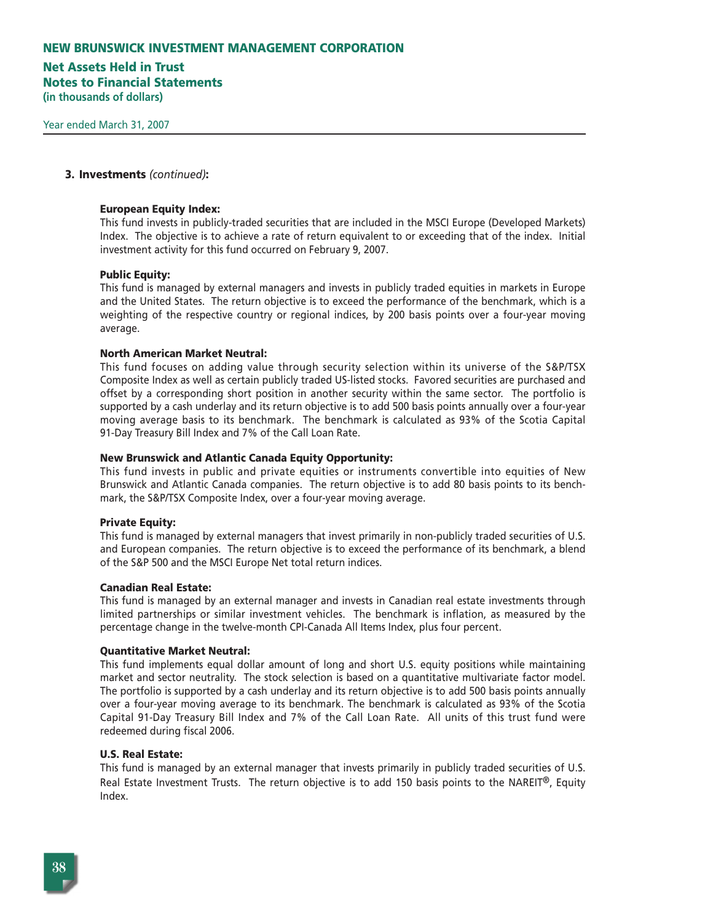### 3. Investments *(continued)*:

**European Equity Index:**
This fund invests in publicly-traded securities that are included in the MSCI Europe (Developed Markets) Index. The objective is to achieve a rate of return equivalent to or exceeding that of the index. Initial investment activity for this fund occurred on February 9, 2007.

**Public Equity:**
This fund is managed by external managers and invests in publicly traded equities in markets in Europe and the United States. The return objective is to exceed the performance of the benchmark, which is a weighting of the respective country or regional indices, by 200 basis points over a four-year moving average.

**North American Market Neutral:**
This fund focuses on adding value through security selection within its universe of the S&P/TSX Composite Index as well as certain publicly traded US-listed stocks. Favored securities are purchased and offset by a corresponding short position in another security within the same sector. The portfolio is supported by a cash underlay and its return objective is to add 500 basis points annually over a four-year moving average basis to its benchmark. The benchmark is calculated as 93% of the Scotia Capital 91-Day Treasury Bill Index and 7% of the Call Loan Rate.

**New Brunswick and Atlantic Canada Equity Opportunity:**
This fund invests in public and private equities or instruments convertible into equities of New Brunswick and Atlantic Canada companies. The return objective is to add 80 basis points to its benchmark, the S&P/TSX Composite Index, over a four-year moving average.

**Private Equity:**
This fund is managed by external managers that invest primarily in non-publicly traded securities of U.S. and European companies. The return objective is to exceed the performance of its benchmark, a blend of the S&P 500 and the MSCI Europe Net total return indices.

**Canadian Real Estate:**
This fund is managed by an external manager and invests in Canadian real estate investments through limited partnerships or similar investment vehicles. The benchmark is inflation, as measured by the percentage change in the twelve-month CPI-Canada All Items Index, plus four percent.

**Quantitative Market Neutral:**
This fund implements equal dollar amount of long and short U.S. equity positions while maintaining market and sector neutrality. The stock selection is based on a quantitative multivariate factor model. The portfolio is supported by a cash underlay and its return objective is to add 500 basis points annually over a four-year moving average to its benchmark. The benchmark is calculated as 93% of the Scotia Capital 91-Day Treasury Bill Index and 7% of the Call Loan Rate. All units of this trust fund were redeemed during fiscal 2006.

**U.S. Real Estate:**
This fund is managed by an external manager that invests primarily in publicly traded securities of U.S. Real Estate Investment Trusts. The return objective is to add 150 basis points to the NAREIT®, Equity Index.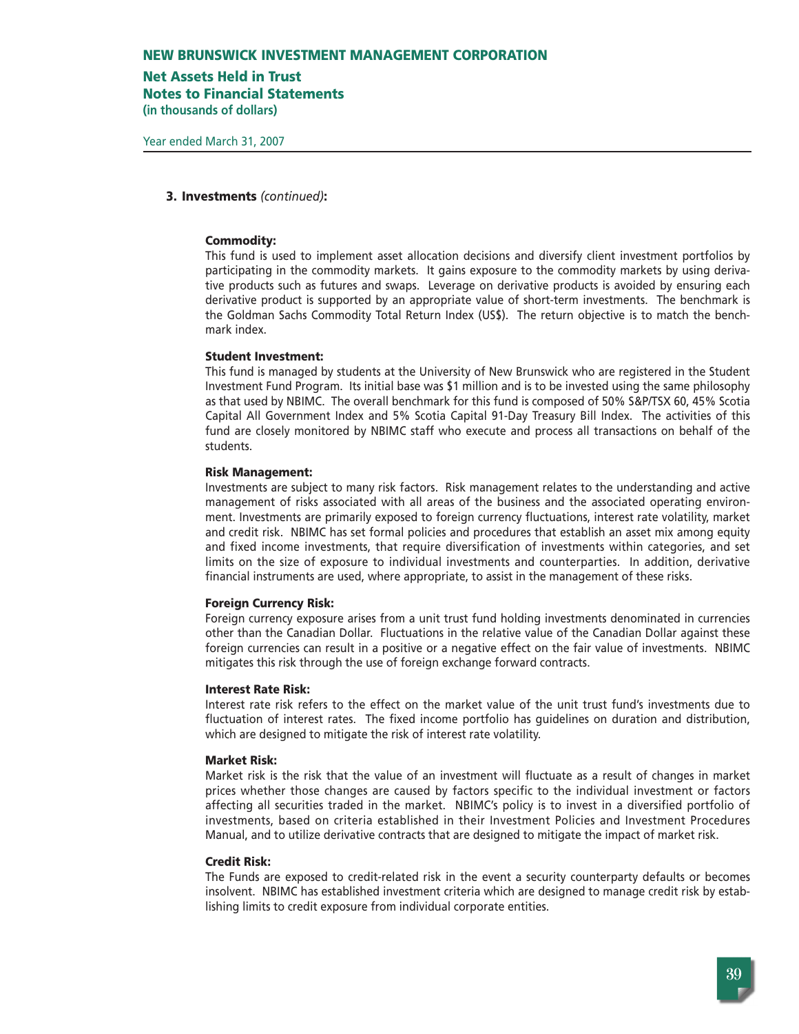### 3. Investments *(continued)*:

**Commodity:**
This fund is used to implement asset allocation decisions and diversify client investment portfolios by participating in the commodity markets. It gains exposure to the commodity markets by using derivative products such as futures and swaps. Leverage on derivative products is avoided by ensuring each derivative product is supported by an appropriate value of short-term investments. The benchmark is the Goldman Sachs Commodity Total Return Index (US$). The return objective is to match the benchmark index.

**Student Investment:**
This fund is managed by students at the University of New Brunswick who are registered in the Student Investment Fund Program. Its initial base was $1 million and is to be invested using the same philosophy as that used by NBIMC. The overall benchmark for this fund is composed of 50% S&P/TSX 60, 45% Scotia Capital All Government Index and 5% Scotia Capital 91-Day Treasury Bill Index. The activities of this fund are closely monitored by NBIMC staff who execute and process all transactions on behalf of the students.

**Risk Management:**
Investments are subject to many risk factors. Risk management relates to the understanding and active management of risks associated with all areas of the business and the associated operating environment. Investments are primarily exposed to foreign currency fluctuations, interest rate volatility, market and credit risk. NBIMC has set formal policies and procedures that establish an asset mix among equity and fixed income investments, that require diversification of investments within categories, and set limits on the size of exposure to individual investments and counterparties. In addition, derivative financial instruments are used, where appropriate, to assist in the management of these risks.

**Foreign Currency Risk:**
Foreign currency exposure arises from a unit trust fund holding investments denominated in currencies other than the Canadian Dollar. Fluctuations in the relative value of the Canadian Dollar against these foreign currencies can result in a positive or a negative effect on the fair value of investments. NBIMC mitigates this risk through the use of foreign exchange forward contracts.

**Interest Rate Risk:**
Interest rate risk refers to the effect on the market value of the unit trust fund's investments due to fluctuation of interest rates. The fixed income portfolio has guidelines on duration and distribution, which are designed to mitigate the risk of interest rate volatility.

**Market Risk:**
Market risk is the risk that the value of an investment will fluctuate as a result of changes in market prices whether those changes are caused by factors specific to the individual investment or factors affecting all securities traded in the market. NBIMC's policy is to invest in a diversified portfolio of investments, based on criteria established in their Investment Policies and Investment Procedures Manual, and to utilize derivative contracts that are designed to mitigate the impact of market risk.

**Credit Risk:**
The Funds are exposed to credit-related risk in the event a security counterparty defaults or becomes insolvent. NBIMC has established investment criteria which are designed to manage credit risk by establishing limits to credit exposure from individual corporate entities.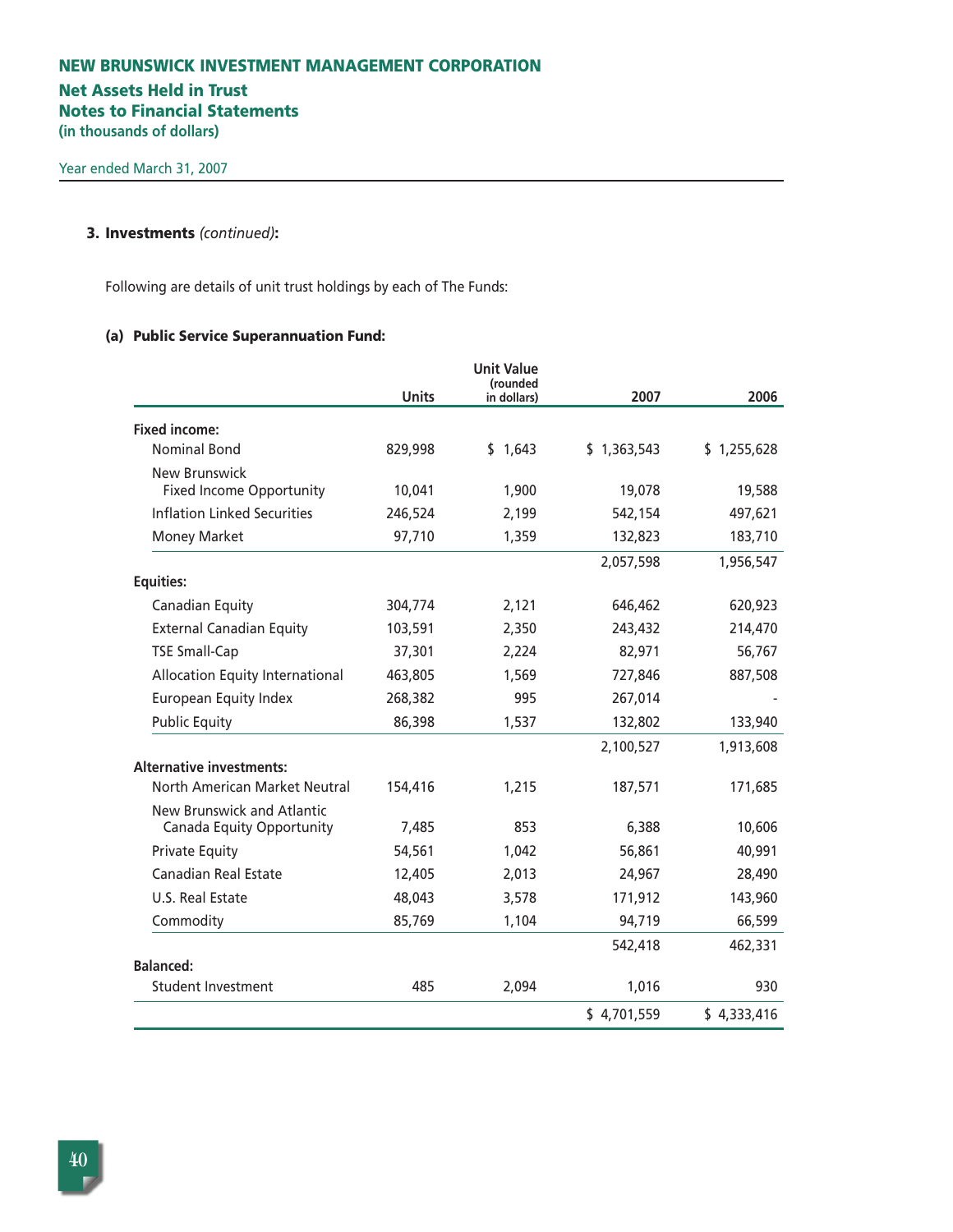# NEW BRUNSWICK INVESTMENT MANAGEMENT CORPORATION

## Net Assets Held in Trust
## Notes to Financial Statements
(in thousands of dollars)

Year ended March 31, 2007

### 3. Investments *(continued)*:

Following are details of unit trust holdings by each of The Funds:

#### (a) Public Service Superannuation Fund:

| | Units | Unit Value (rounded in dollars) | 2007 | 2006 |
|---|---|---|---|---|
| **Fixed income:** | | | | |
| Nominal Bond | 829,998 | $ 1,643 | $ 1,363,543 | $ 1,255,628 |
| New Brunswick Fixed Income Opportunity | 10,041 | 1,900 | 19,078 | 19,588 |
| Inflation Linked Securities | 246,524 | 2,199 | 542,154 | 497,621 |
| Money Market | 97,710 | 1,359 | 132,823 | 183,710 |
| | | | 2,057,598 | 1,956,547 |
| **Equities:** | | | | |
| Canadian Equity | 304,774 | 2,121 | 646,462 | 620,923 |
| External Canadian Equity | 103,591 | 2,350 | 243,432 | 214,470 |
| TSE Small-Cap | 37,301 | 2,224 | 82,971 | 56,767 |
| Allocation Equity International | 463,805 | 1,569 | 727,846 | 887,508 |
| European Equity Index | 268,382 | 995 | 267,014 | - |
| Public Equity | 86,398 | 1,537 | 132,802 | 133,940 |
| | | | 2,100,527 | 1,913,608 |
| **Alternative investments:** | | | | |
| North American Market Neutral | 154,416 | 1,215 | 187,571 | 171,685 |
| New Brunswick and Atlantic Canada Equity Opportunity | 7,485 | 853 | 6,388 | 10,606 |
| Private Equity | 54,561 | 1,042 | 56,861 | 40,991 |
| Canadian Real Estate | 12,405 | 2,013 | 24,967 | 28,490 |
| U.S. Real Estate | 48,043 | 3,578 | 171,912 | 143,960 |
| Commodity | 85,769 | 1,104 | 94,719 | 66,599 |
| | | | 542,418 | 462,331 |
| **Balanced:** | | | | |
| Student Investment | 485 | 2,094 | 1,016 | 930 |
| | | | $ 4,701,559 | $ 4,333,416 |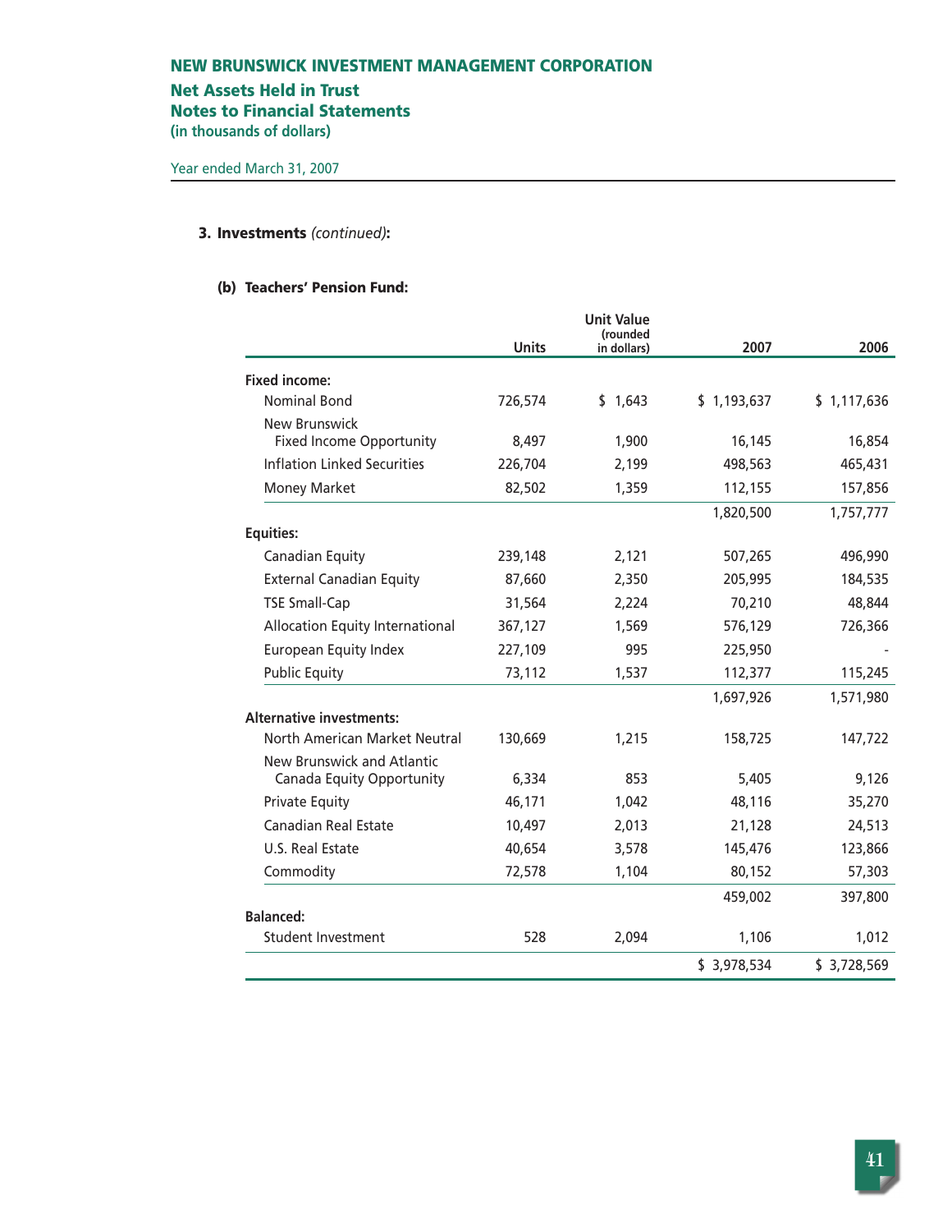# NEW BRUNSWICK INVESTMENT MANAGEMENT CORPORATION

## Net Assets Held in Trust
## Notes to Financial Statements
**(in thousands of dollars)**

Year ended March 31, 2007

**3. Investments** *(continued)***:**

**(b) Teachers' Pension Fund:**

| | Units | Unit Value (rounded in dollars) | 2007 | 2006 |
|---|---|---|---|---|
| **Fixed income:** | | | | |
| Nominal Bond | 726,574 | $ 1,643 | $ 1,193,637 | $ 1,117,636 |
| New Brunswick Fixed Income Opportunity | 8,497 | 1,900 | 16,145 | 16,854 |
| Inflation Linked Securities | 226,704 | 2,199 | 498,563 | 465,431 |
| Money Market | 82,502 | 1,359 | 112,155 | 157,856 |
| | | | 1,820,500 | 1,757,777 |
| **Equities:** | | | | |
| Canadian Equity | 239,148 | 2,121 | 507,265 | 496,990 |
| External Canadian Equity | 87,660 | 2,350 | 205,995 | 184,535 |
| TSE Small-Cap | 31,564 | 2,224 | 70,210 | 48,844 |
| Allocation Equity International | 367,127 | 1,569 | 576,129 | 726,366 |
| European Equity Index | 227,109 | 995 | 225,950 | - |
| Public Equity | 73,112 | 1,537 | 112,377 | 115,245 |
| | | | 1,697,926 | 1,571,980 |
| **Alternative investments:** | | | | |
| North American Market Neutral | 130,669 | 1,215 | 158,725 | 147,722 |
| New Brunswick and Atlantic Canada Equity Opportunity | 6,334 | 853 | 5,405 | 9,126 |
| Private Equity | 46,171 | 1,042 | 48,116 | 35,270 |
| Canadian Real Estate | 10,497 | 2,013 | 21,128 | 24,513 |
| U.S. Real Estate | 40,654 | 3,578 | 145,476 | 123,866 |
| Commodity | 72,578 | 1,104 | 80,152 | 57,303 |
| | | | 459,002 | 397,800 |
| **Balanced:** | | | | |
| Student Investment | 528 | 2,094 | 1,106 | 1,012 |
| | | | $ 3,978,534 | $ 3,728,569 |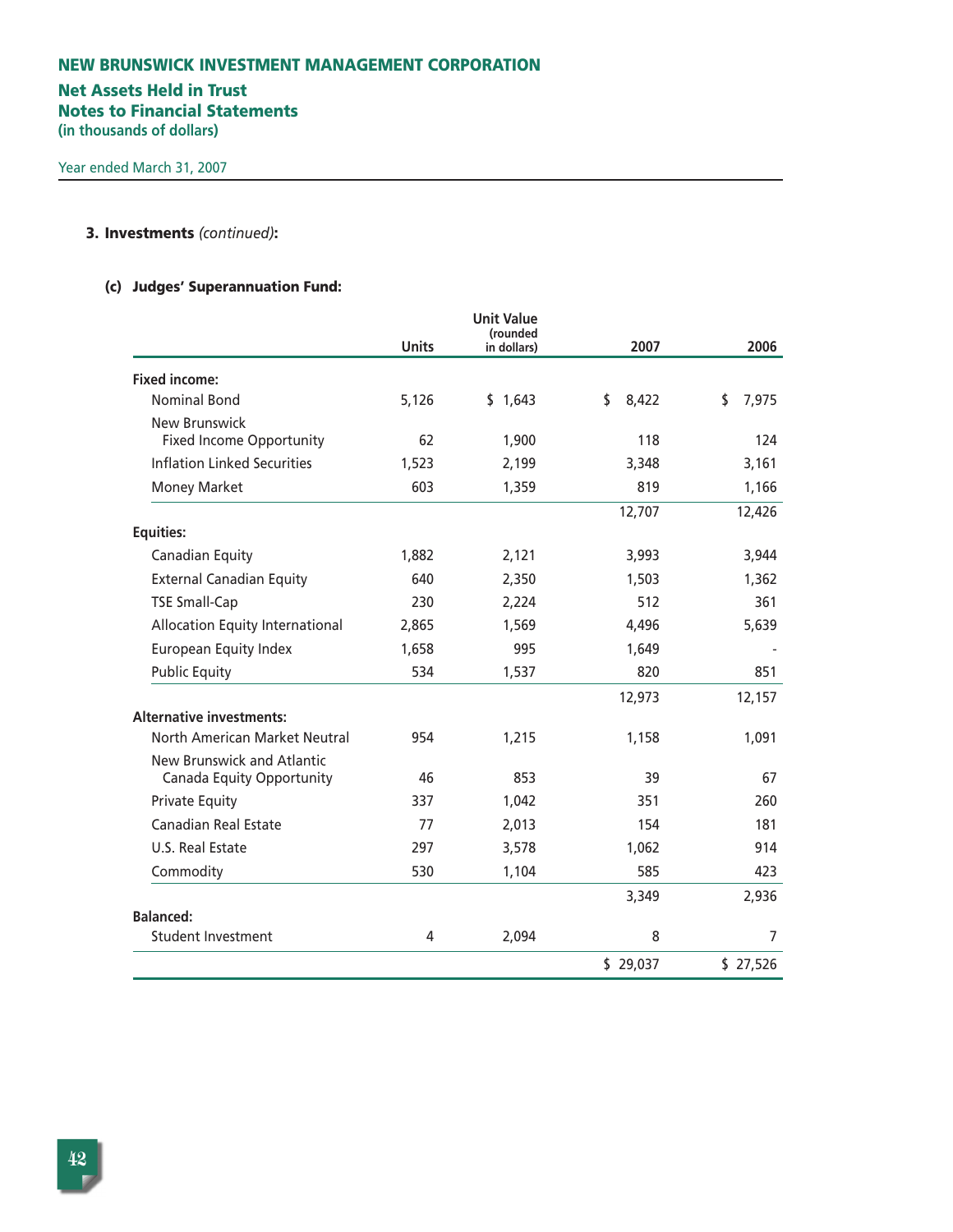# NEW BRUNSWICK INVESTMENT MANAGEMENT CORPORATION

## Net Assets Held in Trust
## Notes to Financial Statements
**(in thousands of dollars)**

Year ended March 31, 2007

### 3. Investments *(continued)*:

#### (c) Judges' Superannuation Fund:

| | Units | Unit Value (rounded in dollars) | 2007 | 2006 |
|---|---|---|---|---|
| **Fixed income:** | | | | |
| Nominal Bond | 5,126 | $ 1,643 | $ 8,422 | $ 7,975 |
| New Brunswick Fixed Income Opportunity | 62 | 1,900 | 118 | 124 |
| Inflation Linked Securities | 1,523 | 2,199 | 3,348 | 3,161 |
| Money Market | 603 | 1,359 | 819 | 1,166 |
| | | | 12,707 | 12,426 |
| **Equities:** | | | | |
| Canadian Equity | 1,882 | 2,121 | 3,993 | 3,944 |
| External Canadian Equity | 640 | 2,350 | 1,503 | 1,362 |
| TSE Small-Cap | 230 | 2,224 | 512 | 361 |
| Allocation Equity International | 2,865 | 1,569 | 4,496 | 5,639 |
| European Equity Index | 1,658 | 995 | 1,649 | - |
| Public Equity | 534 | 1,537 | 820 | 851 |
| | | | 12,973 | 12,157 |
| **Alternative investments:** | | | | |
| North American Market Neutral | 954 | 1,215 | 1,158 | 1,091 |
| New Brunswick and Atlantic Canada Equity Opportunity | 46 | 853 | 39 | 67 |
| Private Equity | 337 | 1,042 | 351 | 260 |
| Canadian Real Estate | 77 | 2,013 | 154 | 181 |
| U.S. Real Estate | 297 | 3,578 | 1,062 | 914 |
| Commodity | 530 | 1,104 | 585 | 423 |
| | | | 3,349 | 2,936 |
| **Balanced:** | | | | |
| Student Investment | 4 | 2,094 | 8 | 7 |
| | | | $ 29,037 | $ 27,526 |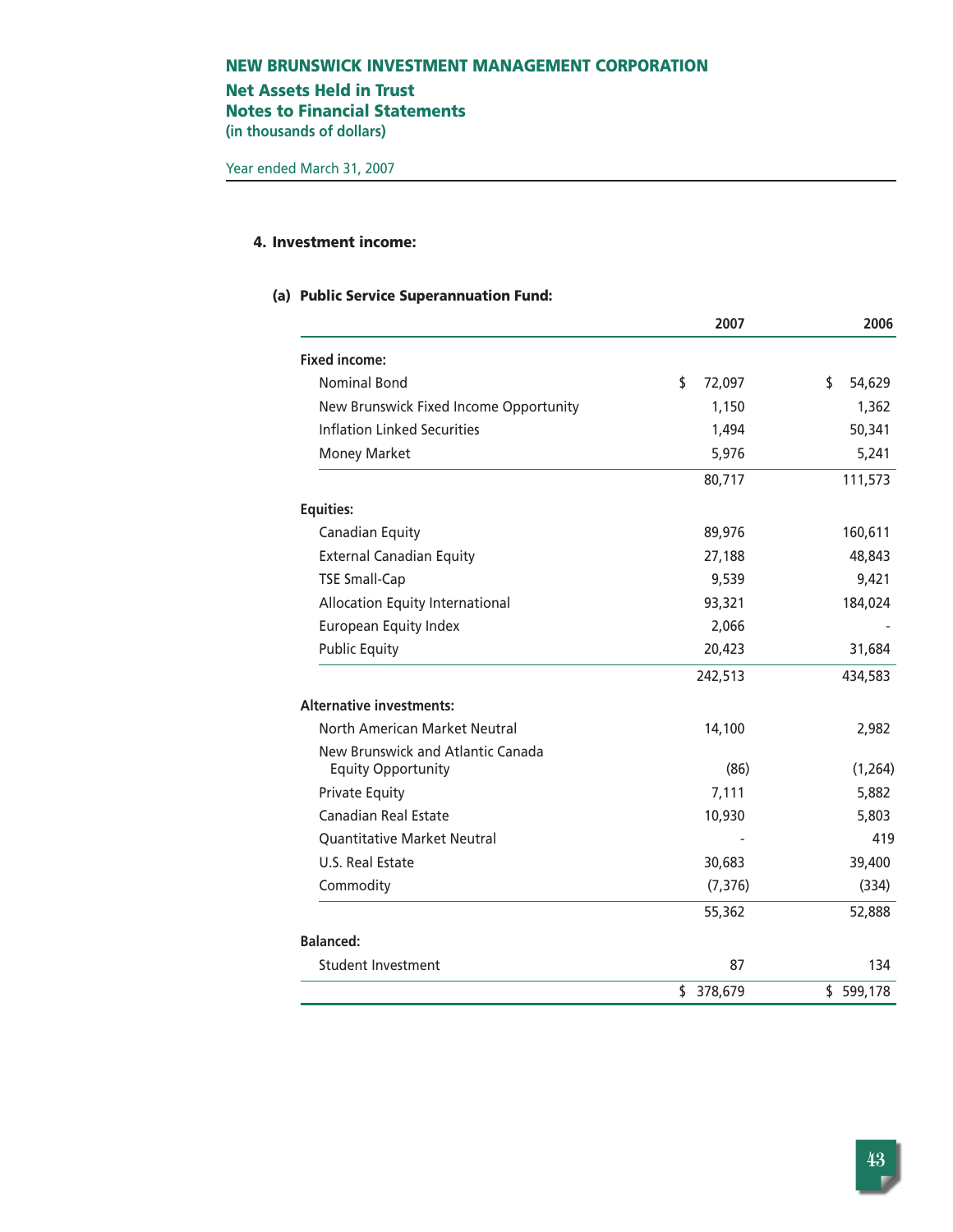# NEW BRUNSWICK INVESTMENT MANAGEMENT CORPORATION

## Net Assets Held in Trust
## Notes to Financial Statements
**(in thousands of dollars)**

Year ended March 31, 2007

### 4. Investment income:

#### (a) Public Service Superannuation Fund:

| | 2007 | 2006 |
|---|---|---|
| **Fixed income:** | | |
| Nominal Bond | $ 72,097 | $ 54,629 |
| New Brunswick Fixed Income Opportunity | 1,150 | 1,362 |
| Inflation Linked Securities | 1,494 | 50,341 |
| Money Market | 5,976 | 5,241 |
| | 80,717 | 111,573 |
| **Equities:** | | |
| Canadian Equity | 89,976 | 160,611 |
| External Canadian Equity | 27,188 | 48,843 |
| TSE Small-Cap | 9,539 | 9,421 |
| Allocation Equity International | 93,321 | 184,024 |
| European Equity Index | 2,066 | - |
| Public Equity | 20,423 | 31,684 |
| | 242,513 | 434,583 |
| **Alternative investments:** | | |
| North American Market Neutral | 14,100 | 2,982 |
| New Brunswick and Atlantic Canada Equity Opportunity | (86) | (1,264) |
| Private Equity | 7,111 | 5,882 |
| Canadian Real Estate | 10,930 | 5,803 |
| Quantitative Market Neutral | - | 419 |
| U.S. Real Estate | 30,683 | 39,400 |
| Commodity | (7,376) | (334) |
| | 55,362 | 52,888 |
| **Balanced:** | | |
| Student Investment | 87 | 134 |
| | $ 378,679 | $ 599,178 |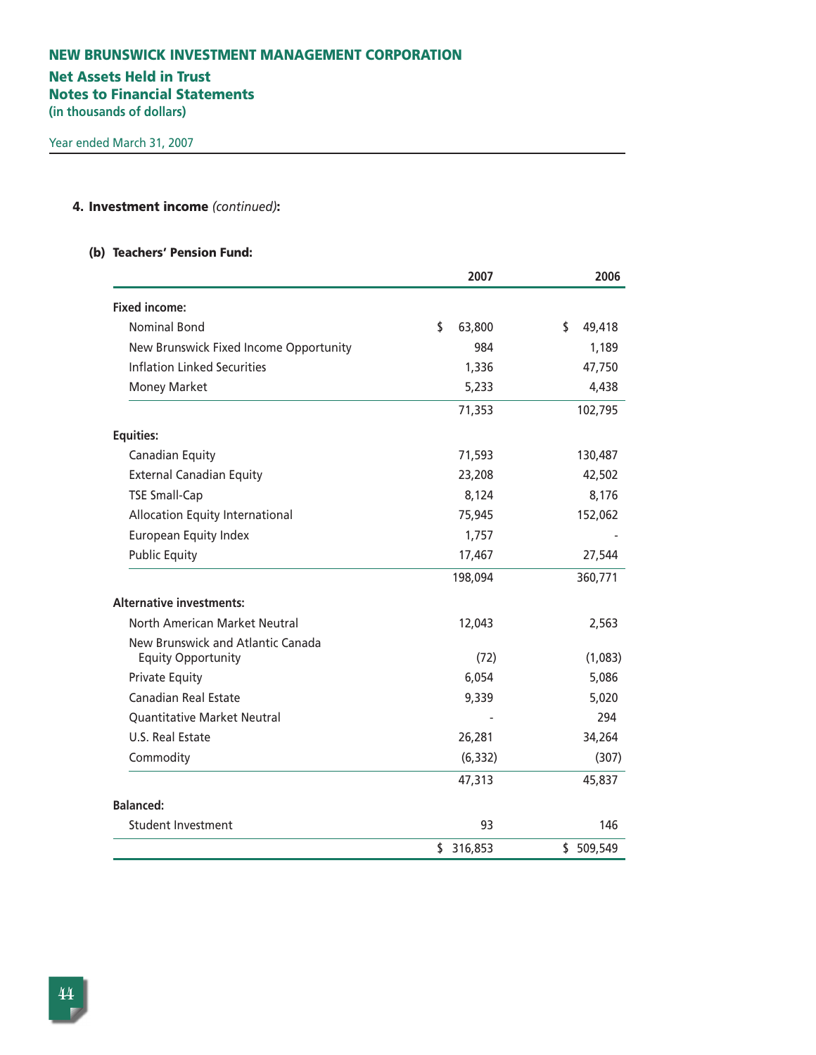# NEW BRUNSWICK INVESTMENT MANAGEMENT CORPORATION

## Net Assets Held in Trust
## Notes to Financial Statements
**(in thousands of dollars)**

Year ended March 31, 2007

### 4. Investment income *(continued)*:

#### (b) Teachers' Pension Fund:

| | 2007 | 2006 |
|---|---|---|
| **Fixed income:** | | |
| Nominal Bond | $ 63,800 | $ 49,418 |
| New Brunswick Fixed Income Opportunity | 984 | 1,189 |
| Inflation Linked Securities | 1,336 | 47,750 |
| Money Market | 5,233 | 4,438 |
| | 71,353 | 102,795 |
| **Equities:** | | |
| Canadian Equity | 71,593 | 130,487 |
| External Canadian Equity | 23,208 | 42,502 |
| TSE Small-Cap | 8,124 | 8,176 |
| Allocation Equity International | 75,945 | 152,062 |
| European Equity Index | 1,757 | - |
| Public Equity | 17,467 | 27,544 |
| | 198,094 | 360,771 |
| **Alternative investments:** | | |
| North American Market Neutral | 12,043 | 2,563 |
| New Brunswick and Atlantic Canada Equity Opportunity | (72) | (1,083) |
| Private Equity | 6,054 | 5,086 |
| Canadian Real Estate | 9,339 | 5,020 |
| Quantitative Market Neutral | - | 294 |
| U.S. Real Estate | 26,281 | 34,264 |
| Commodity | (6,332) | (307) |
| | 47,313 | 45,837 |
| **Balanced:** | | |
| Student Investment | 93 | 146 |
| | $ 316,853 | $ 509,549 |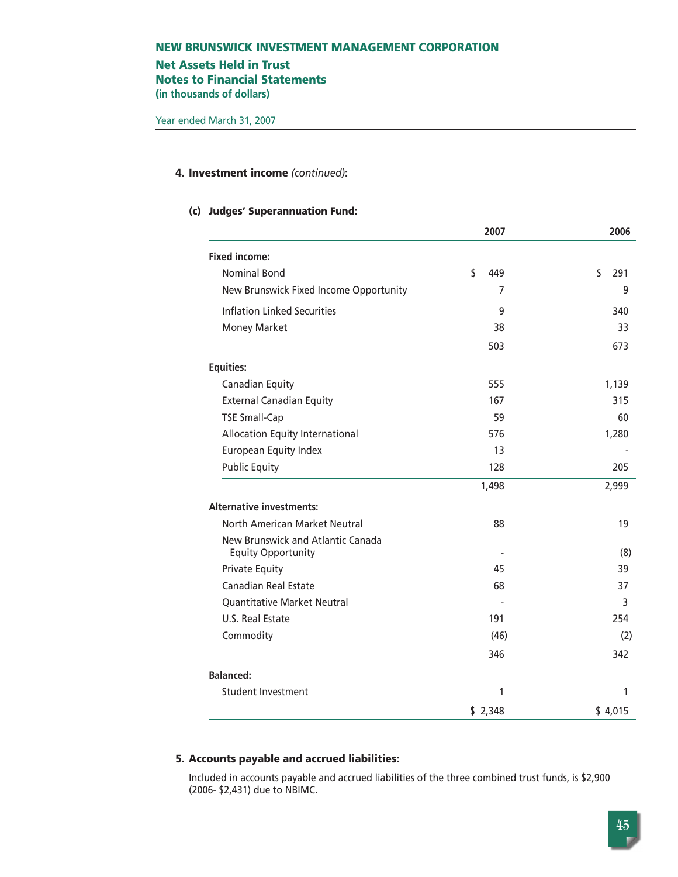**NEW BRUNSWICK INVESTMENT MANAGEMENT CORPORATION**

**Net Assets Held in Trust**
**Notes to Financial Statements**
**(in thousands of dollars)**

Year ended March 31, 2007

**4. Investment income** *(continued)***:**

**(c) Judges' Superannuation Fund:**

| | 2007 | 2006 |
|---|---|---|
| **Fixed income:** | | |
| Nominal Bond | $ 449 | $ 291 |
| New Brunswick Fixed Income Opportunity | 7 | 9 |
| Inflation Linked Securities | 9 | 340 |
| Money Market | 38 | 33 |
| | 503 | 673 |
| **Equities:** | | |
| Canadian Equity | 555 | 1,139 |
| External Canadian Equity | 167 | 315 |
| TSE Small-Cap | 59 | 60 |
| Allocation Equity International | 576 | 1,280 |
| European Equity Index | 13 | - |
| Public Equity | 128 | 205 |
| | 1,498 | 2,999 |
| **Alternative investments:** | | |
| North American Market Neutral | 88 | 19 |
| New Brunswick and Atlantic Canada Equity Opportunity | - | (8) |
| Private Equity | 45 | 39 |
| Canadian Real Estate | 68 | 37 |
| Quantitative Market Neutral | - | 3 |
| U.S. Real Estate | 191 | 254 |
| Commodity | (46) | (2) |
| | 346 | 342 |
| **Balanced:** | | |
| Student Investment | 1 | 1 |
| | $ 2,348 | $ 4,015 |

**5. Accounts payable and accrued liabilities:**

Included in accounts payable and accrued liabilities of the three combined trust funds, is $2,900 (2006- $2,431) due to NBIMC.